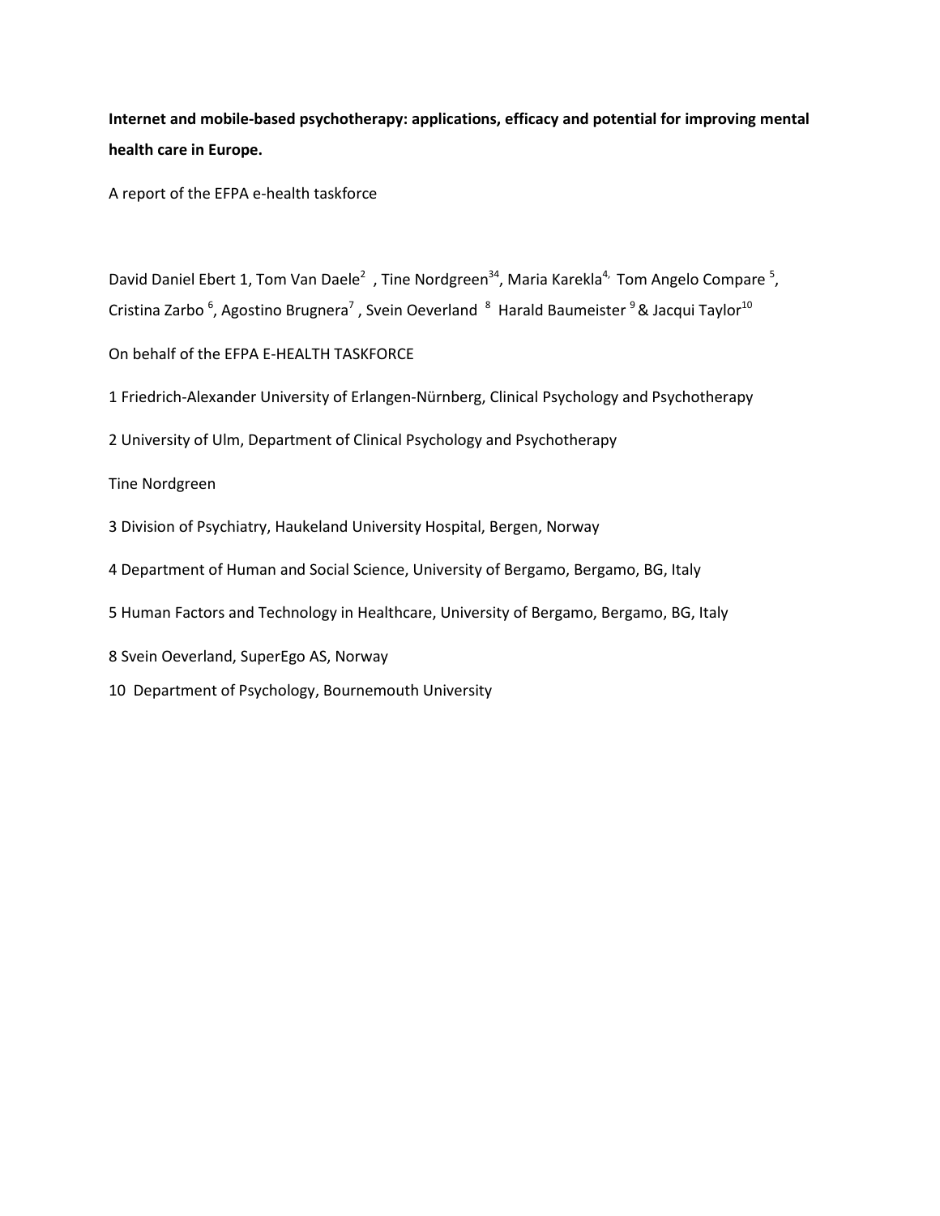**Internet and mobile-based psychotherapy: applications, efficacy and potential for improving mental health care in Europe.**

A report of the EFPA e-health taskforce

David Daniel Ebert 1, Tom Van Daele[2], Tine Nordgreen[34], Maria Karekla[4,] Tom Angelo Compare [5], Cristina Zarbo [6], Agostino Brugnera[7], Svein Oeverland [8] Harald Baumeister [9] & Jacqui Taylor[10]

On behalf of the EFPA E-HEALTH TASKFORCE

1 Friedrich-Alexander University of Erlangen-Nürnberg, Clinical Psychology and Psychotherapy

2 University of Ulm, Department of Clinical Psychology and Psychotherapy

Tine Nordgreen

3 Division of Psychiatry, Haukeland University Hospital, Bergen, Norway

4 Department of Human and Social Science, University of Bergamo, Bergamo, BG, Italy

5 Human Factors and Technology in Healthcare, University of Bergamo, Bergamo, BG, Italy

8 Svein Oeverland, SuperEgo AS, Norway

10 Department of Psychology, Bournemouth University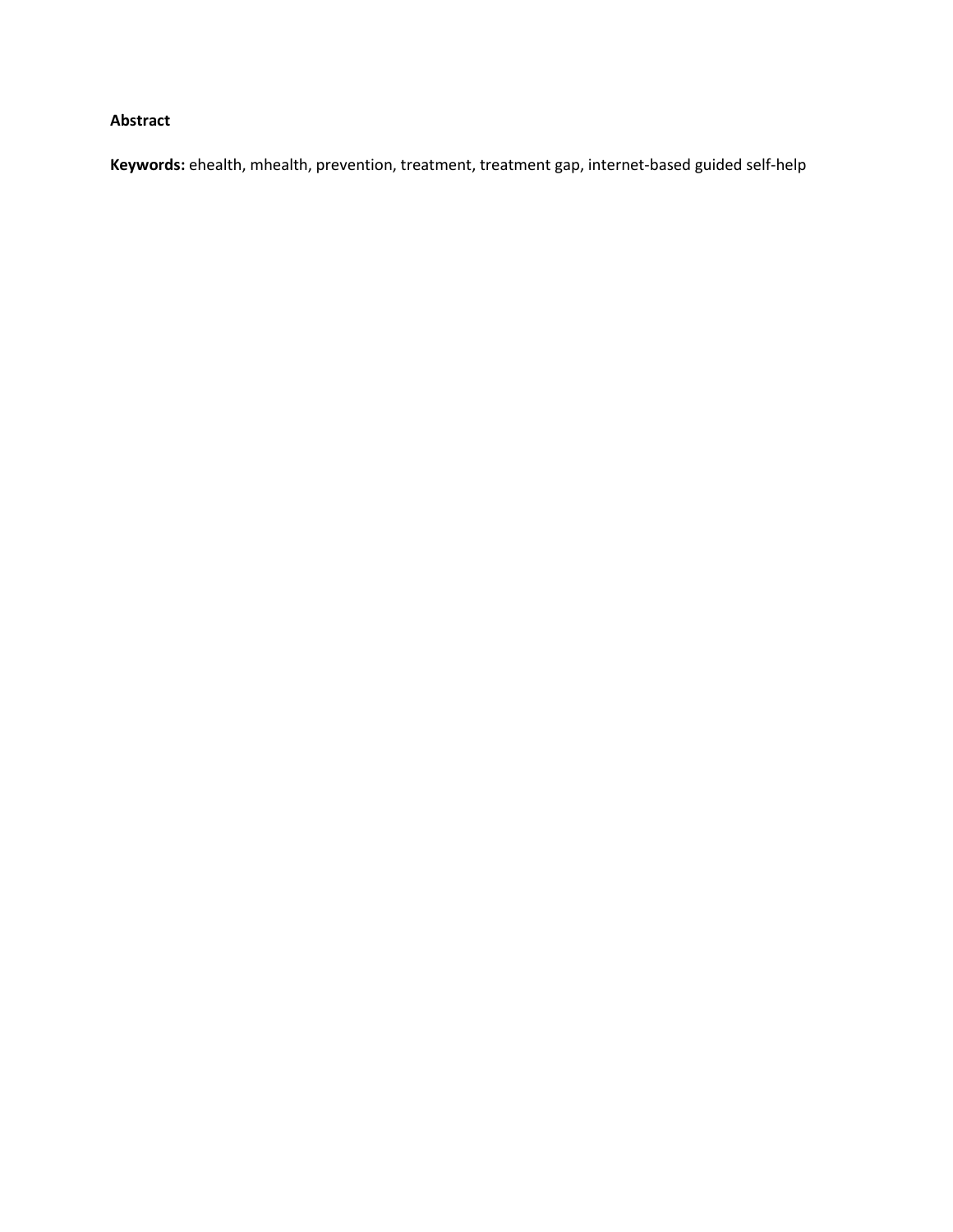**Abstract**

**Keywords:** ehealth, mhealth, prevention, treatment, treatment gap, internet-based guided self-help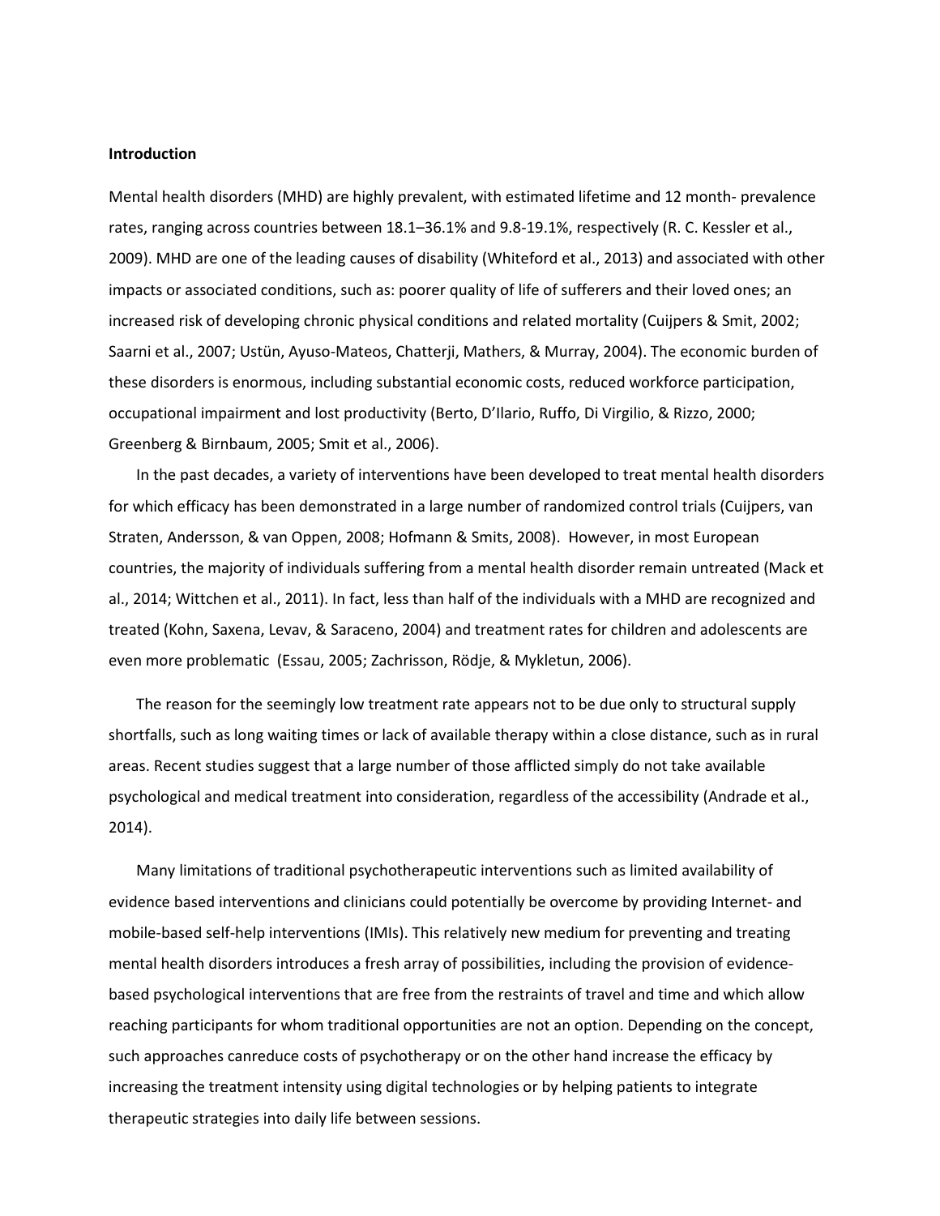**Introduction**

Mental health disorders (MHD) are highly prevalent, with estimated lifetime and 12 month- prevalence rates, ranging across countries between 18.1–36.1% and 9.8-19.1%, respectively (R. C. Kessler et al., 2009). MHD are one of the leading causes of disability (Whiteford et al., 2013) and associated with other impacts or associated conditions, such as: poorer quality of life of sufferers and their loved ones; an increased risk of developing chronic physical conditions and related mortality (Cuijpers & Smit, 2002; Saarni et al., 2007; Ustün, Ayuso-Mateos, Chatterji, Mathers, & Murray, 2004). The economic burden of these disorders is enormous, including substantial economic costs, reduced workforce participation, occupational impairment and lost productivity (Berto, D'Ilario, Ruffo, Di Virgilio, & Rizzo, 2000; Greenberg & Birnbaum, 2005; Smit et al., 2006).

In the past decades, a variety of interventions have been developed to treat mental health disorders for which efficacy has been demonstrated in a large number of randomized control trials (Cuijpers, van Straten, Andersson, & van Oppen, 2008; Hofmann & Smits, 2008). However, in most European countries, the majority of individuals suffering from a mental health disorder remain untreated (Mack et al., 2014; Wittchen et al., 2011). In fact, less than half of the individuals with a MHD are recognized and treated (Kohn, Saxena, Levav, & Saraceno, 2004) and treatment rates for children and adolescents are even more problematic (Essau, 2005; Zachrisson, Rödje, & Mykletun, 2006).

The reason for the seemingly low treatment rate appears not to be due only to structural supply shortfalls, such as long waiting times or lack of available therapy within a close distance, such as in rural areas. Recent studies suggest that a large number of those afflicted simply do not take available psychological and medical treatment into consideration, regardless of the accessibility (Andrade et al., 2014).

Many limitations of traditional psychotherapeutic interventions such as limited availability of evidence based interventions and clinicians could potentially be overcome by providing Internet- and mobile-based self-help interventions (IMIs). This relatively new medium for preventing and treating mental health disorders introduces a fresh array of possibilities, including the provision of evidence-based psychological interventions that are free from the restraints of travel and time and which allow reaching participants for whom traditional opportunities are not an option. Depending on the concept, such approaches canreduce costs of psychotherapy or on the other hand increase the efficacy by increasing the treatment intensity using digital technologies or by helping patients to integrate therapeutic strategies into daily life between sessions.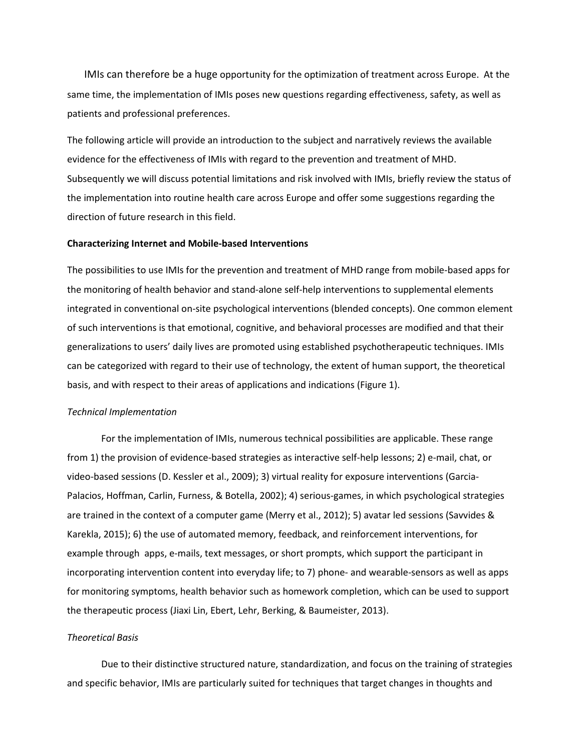IMIs can therefore be a huge opportunity for the optimization of treatment across Europe. At the same time, the implementation of IMIs poses new questions regarding effectiveness, safety, as well as patients and professional preferences.

The following article will provide an introduction to the subject and narratively reviews the available evidence for the effectiveness of IMIs with regard to the prevention and treatment of MHD. Subsequently we will discuss potential limitations and risk involved with IMIs, briefly review the status of the implementation into routine health care across Europe and offer some suggestions regarding the direction of future research in this field.

**Characterizing Internet and Mobile-based Interventions**

The possibilities to use IMIs for the prevention and treatment of MHD range from mobile-based apps for the monitoring of health behavior and stand-alone self-help interventions to supplemental elements integrated in conventional on-site psychological interventions (blended concepts). One common element of such interventions is that emotional, cognitive, and behavioral processes are modified and that their generalizations to users' daily lives are promoted using established psychotherapeutic techniques. IMIs can be categorized with regard to their use of technology, the extent of human support, the theoretical basis, and with respect to their areas of applications and indications (Figure 1).

*Technical Implementation*

For the implementation of IMIs, numerous technical possibilities are applicable. These range from 1) the provision of evidence-based strategies as interactive self-help lessons; 2) e-mail, chat, or video-based sessions (D. Kessler et al., 2009); 3) virtual reality for exposure interventions (Garcia-Palacios, Hoffman, Carlin, Furness, & Botella, 2002); 4) serious-games, in which psychological strategies are trained in the context of a computer game (Merry et al., 2012); 5) avatar led sessions (Savvides & Karekla, 2015); 6) the use of automated memory, feedback, and reinforcement interventions, for example through apps, e-mails, text messages, or short prompts, which support the participant in incorporating intervention content into everyday life; to 7) phone- and wearable-sensors as well as apps for monitoring symptoms, health behavior such as homework completion, which can be used to support the therapeutic process (Jiaxi Lin, Ebert, Lehr, Berking, & Baumeister, 2013).

*Theoretical Basis*

Due to their distinctive structured nature, standardization, and focus on the training of strategies and specific behavior, IMIs are particularly suited for techniques that target changes in thoughts and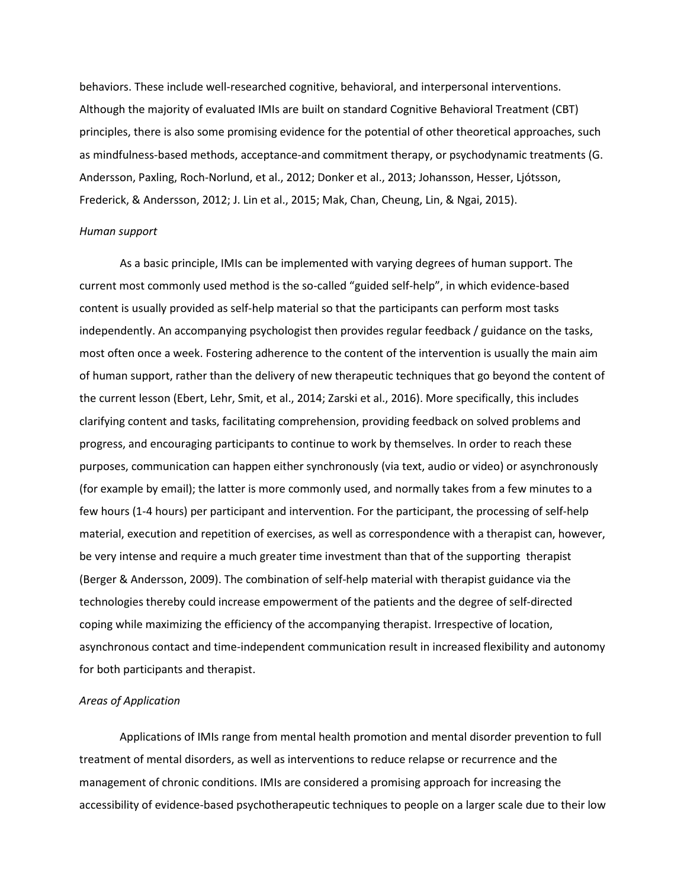behaviors. These include well-researched cognitive, behavioral, and interpersonal interventions. Although the majority of evaluated IMIs are built on standard Cognitive Behavioral Treatment (CBT) principles, there is also some promising evidence for the potential of other theoretical approaches, such as mindfulness-based methods, acceptance-and commitment therapy, or psychodynamic treatments (G. Andersson, Paxling, Roch-Norlund, et al., 2012; Donker et al., 2013; Johansson, Hesser, Ljótsson, Frederick, & Andersson, 2012; J. Lin et al., 2015; Mak, Chan, Cheung, Lin, & Ngai, 2015).

*Human support*

As a basic principle, IMIs can be implemented with varying degrees of human support. The current most commonly used method is the so-called "guided self-help", in which evidence-based content is usually provided as self-help material so that the participants can perform most tasks independently. An accompanying psychologist then provides regular feedback / guidance on the tasks, most often once a week. Fostering adherence to the content of the intervention is usually the main aim of human support, rather than the delivery of new therapeutic techniques that go beyond the content of the current lesson (Ebert, Lehr, Smit, et al., 2014; Zarski et al., 2016). More specifically, this includes clarifying content and tasks, facilitating comprehension, providing feedback on solved problems and progress, and encouraging participants to continue to work by themselves. In order to reach these purposes, communication can happen either synchronously (via text, audio or video) or asynchronously (for example by email); the latter is more commonly used, and normally takes from a few minutes to a few hours (1-4 hours) per participant and intervention. For the participant, the processing of self-help material, execution and repetition of exercises, as well as correspondence with a therapist can, however, be very intense and require a much greater time investment than that of the supporting therapist (Berger & Andersson, 2009). The combination of self-help material with therapist guidance via the technologies thereby could increase empowerment of the patients and the degree of self-directed coping while maximizing the efficiency of the accompanying therapist. Irrespective of location, asynchronous contact and time-independent communication result in increased flexibility and autonomy for both participants and therapist.

*Areas of Application*

Applications of IMIs range from mental health promotion and mental disorder prevention to full treatment of mental disorders, as well as interventions to reduce relapse or recurrence and the management of chronic conditions. IMIs are considered a promising approach for increasing the accessibility of evidence-based psychotherapeutic techniques to people on a larger scale due to their low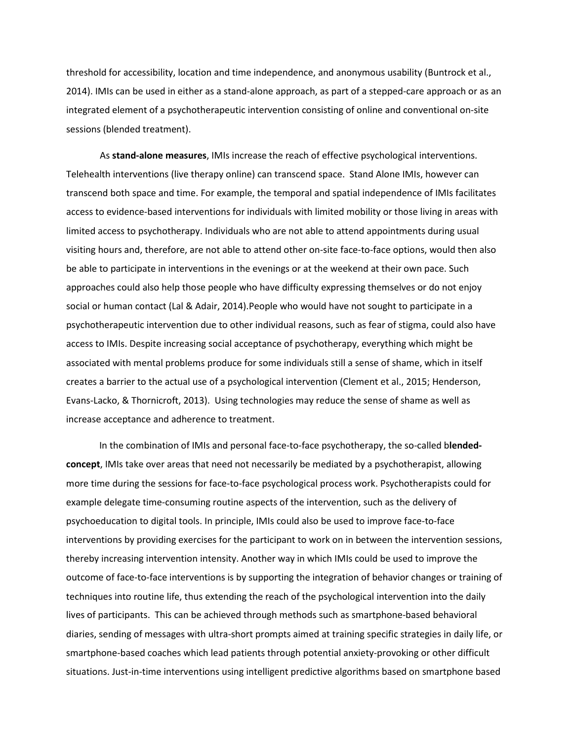threshold for accessibility, location and time independence, and anonymous usability (Buntrock et al., 2014). IMIs can be used in either as a stand-alone approach, as part of a stepped-care approach or as an integrated element of a psychotherapeutic intervention consisting of online and conventional on-site sessions (blended treatment).

As **stand-alone measures**, IMIs increase the reach of effective psychological interventions. Telehealth interventions (live therapy online) can transcend space. Stand Alone IMIs, however can transcend both space and time. For example, the temporal and spatial independence of IMIs facilitates access to evidence-based interventions for individuals with limited mobility or those living in areas with limited access to psychotherapy. Individuals who are not able to attend appointments during usual visiting hours and, therefore, are not able to attend other on-site face-to-face options, would then also be able to participate in interventions in the evenings or at the weekend at their own pace. Such approaches could also help those people who have difficulty expressing themselves or do not enjoy social or human contact (Lal & Adair, 2014).People who would have not sought to participate in a psychotherapeutic intervention due to other individual reasons, such as fear of stigma, could also have access to IMIs. Despite increasing social acceptance of psychotherapy, everything which might be associated with mental problems produce for some individuals still a sense of shame, which in itself creates a barrier to the actual use of a psychological intervention (Clement et al., 2015; Henderson, Evans-Lacko, & Thornicroft, 2013). Using technologies may reduce the sense of shame as well as increase acceptance and adherence to treatment.

In the combination of IMIs and personal face-to-face psychotherapy, the so-called b**lended-concept**, IMIs take over areas that need not necessarily be mediated by a psychotherapist, allowing more time during the sessions for face-to-face psychological process work. Psychotherapists could for example delegate time-consuming routine aspects of the intervention, such as the delivery of psychoeducation to digital tools. In principle, IMIs could also be used to improve face-to-face interventions by providing exercises for the participant to work on in between the intervention sessions, thereby increasing intervention intensity. Another way in which IMIs could be used to improve the outcome of face-to-face interventions is by supporting the integration of behavior changes or training of techniques into routine life, thus extending the reach of the psychological intervention into the daily lives of participants. This can be achieved through methods such as smartphone-based behavioral diaries, sending of messages with ultra-short prompts aimed at training specific strategies in daily life, or smartphone-based coaches which lead patients through potential anxiety-provoking or other difficult situations. Just-in-time interventions using intelligent predictive algorithms based on smartphone based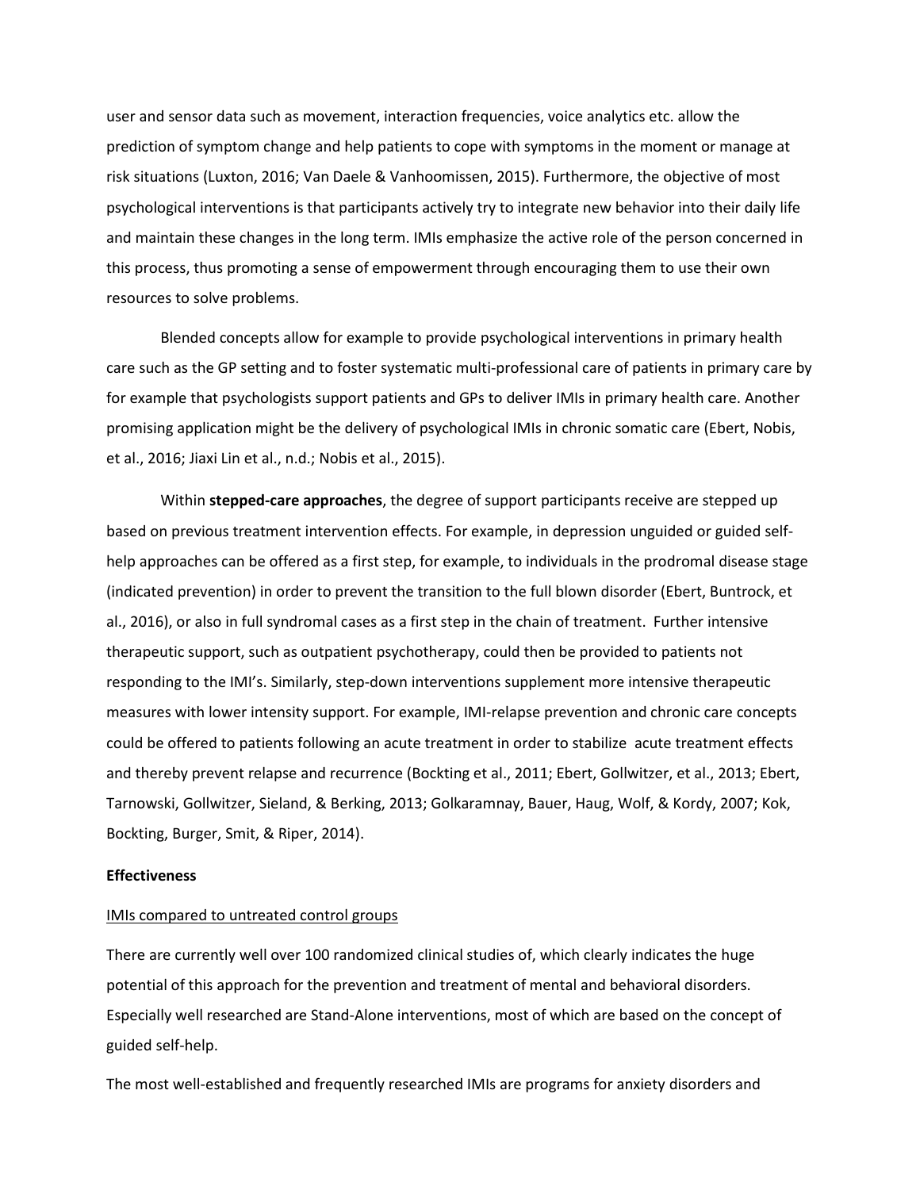user and sensor data such as movement, interaction frequencies, voice analytics etc. allow the prediction of symptom change and help patients to cope with symptoms in the moment or manage at risk situations (Luxton, 2016; Van Daele & Vanhoomissen, 2015). Furthermore, the objective of most psychological interventions is that participants actively try to integrate new behavior into their daily life and maintain these changes in the long term. IMIs emphasize the active role of the person concerned in this process, thus promoting a sense of empowerment through encouraging them to use their own resources to solve problems.

Blended concepts allow for example to provide psychological interventions in primary health care such as the GP setting and to foster systematic multi-professional care of patients in primary care by for example that psychologists support patients and GPs to deliver IMIs in primary health care. Another promising application might be the delivery of psychological IMIs in chronic somatic care (Ebert, Nobis, et al., 2016; Jiaxi Lin et al., n.d.; Nobis et al., 2015).

Within **stepped-care approaches**, the degree of support participants receive are stepped up based on previous treatment intervention effects. For example, in depression unguided or guided self-help approaches can be offered as a first step, for example, to individuals in the prodromal disease stage (indicated prevention) in order to prevent the transition to the full blown disorder (Ebert, Buntrock, et al., 2016), or also in full syndromal cases as a first step in the chain of treatment. Further intensive therapeutic support, such as outpatient psychotherapy, could then be provided to patients not responding to the IMI's. Similarly, step-down interventions supplement more intensive therapeutic measures with lower intensity support. For example, IMI-relapse prevention and chronic care concepts could be offered to patients following an acute treatment in order to stabilize acute treatment effects and thereby prevent relapse and recurrence (Bockting et al., 2011; Ebert, Gollwitzer, et al., 2013; Ebert, Tarnowski, Gollwitzer, Sieland, & Berking, 2013; Golkaramnay, Bauer, Haug, Wolf, & Kordy, 2007; Kok, Bockting, Burger, Smit, & Riper, 2014).

**Effectiveness**

<u>IMIs compared to untreated control groups</u>

There are currently well over 100 randomized clinical studies of, which clearly indicates the huge potential of this approach for the prevention and treatment of mental and behavioral disorders. Especially well researched are Stand-Alone interventions, most of which are based on the concept of guided self-help.

The most well-established and frequently researched IMIs are programs for anxiety disorders and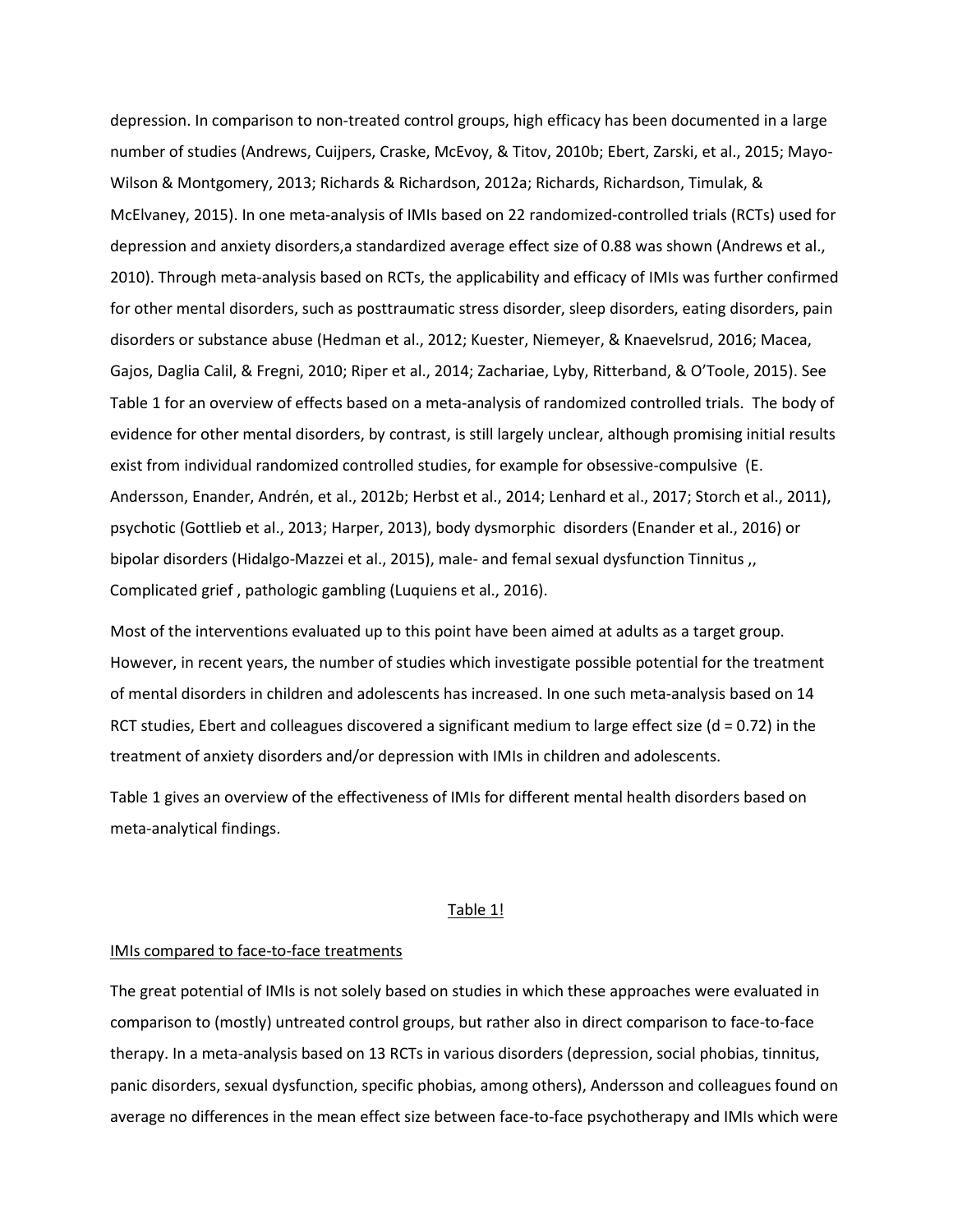depression. In comparison to non-treated control groups, high efficacy has been documented in a large number of studies (Andrews, Cuijpers, Craske, McEvoy, & Titov, 2010b; Ebert, Zarski, et al., 2015; Mayo-Wilson & Montgomery, 2013; Richards & Richardson, 2012a; Richards, Richardson, Timulak, & McElvaney, 2015). In one meta-analysis of IMIs based on 22 randomized-controlled trials (RCTs) used for depression and anxiety disorders,a standardized average effect size of 0.88 was shown (Andrews et al., 2010). Through meta-analysis based on RCTs, the applicability and efficacy of IMIs was further confirmed for other mental disorders, such as posttraumatic stress disorder, sleep disorders, eating disorders, pain disorders or substance abuse (Hedman et al., 2012; Kuester, Niemeyer, & Knaevelsrud, 2016; Macea, Gajos, Daglia Calil, & Fregni, 2010; Riper et al., 2014; Zachariae, Lyby, Ritterband, & O'Toole, 2015). See Table 1 for an overview of effects based on a meta-analysis of randomized controlled trials. The body of evidence for other mental disorders, by contrast, is still largely unclear, although promising initial results exist from individual randomized controlled studies, for example for obsessive-compulsive (E. Andersson, Enander, Andrén, et al., 2012b; Herbst et al., 2014; Lenhard et al., 2017; Storch et al., 2011), psychotic (Gottlieb et al., 2013; Harper, 2013), body dysmorphic disorders (Enander et al., 2016) or bipolar disorders (Hidalgo-Mazzei et al., 2015), male- and femal sexual dysfunction Tinnitus ,, Complicated grief , pathologic gambling (Luquiens et al., 2016).

Most of the interventions evaluated up to this point have been aimed at adults as a target group. However, in recent years, the number of studies which investigate possible potential for the treatment of mental disorders in children and adolescents has increased. In one such meta-analysis based on 14 RCT studies, Ebert and colleagues discovered a significant medium to large effect size ($d = 0.72$) in the treatment of anxiety disorders and/or depression with IMIs in children and adolescents.

Table 1 gives an overview of the effectiveness of IMIs for different mental health disorders based on meta-analytical findings.

<u>Table 1!</u>

<u>IMIs compared to face-to-face treatments</u>

The great potential of IMIs is not solely based on studies in which these approaches were evaluated in comparison to (mostly) untreated control groups, but rather also in direct comparison to face-to-face therapy. In a meta-analysis based on 13 RCTs in various disorders (depression, social phobias, tinnitus, panic disorders, sexual dysfunction, specific phobias, among others), Andersson and colleagues found on average no differences in the mean effect size between face-to-face psychotherapy and IMIs which were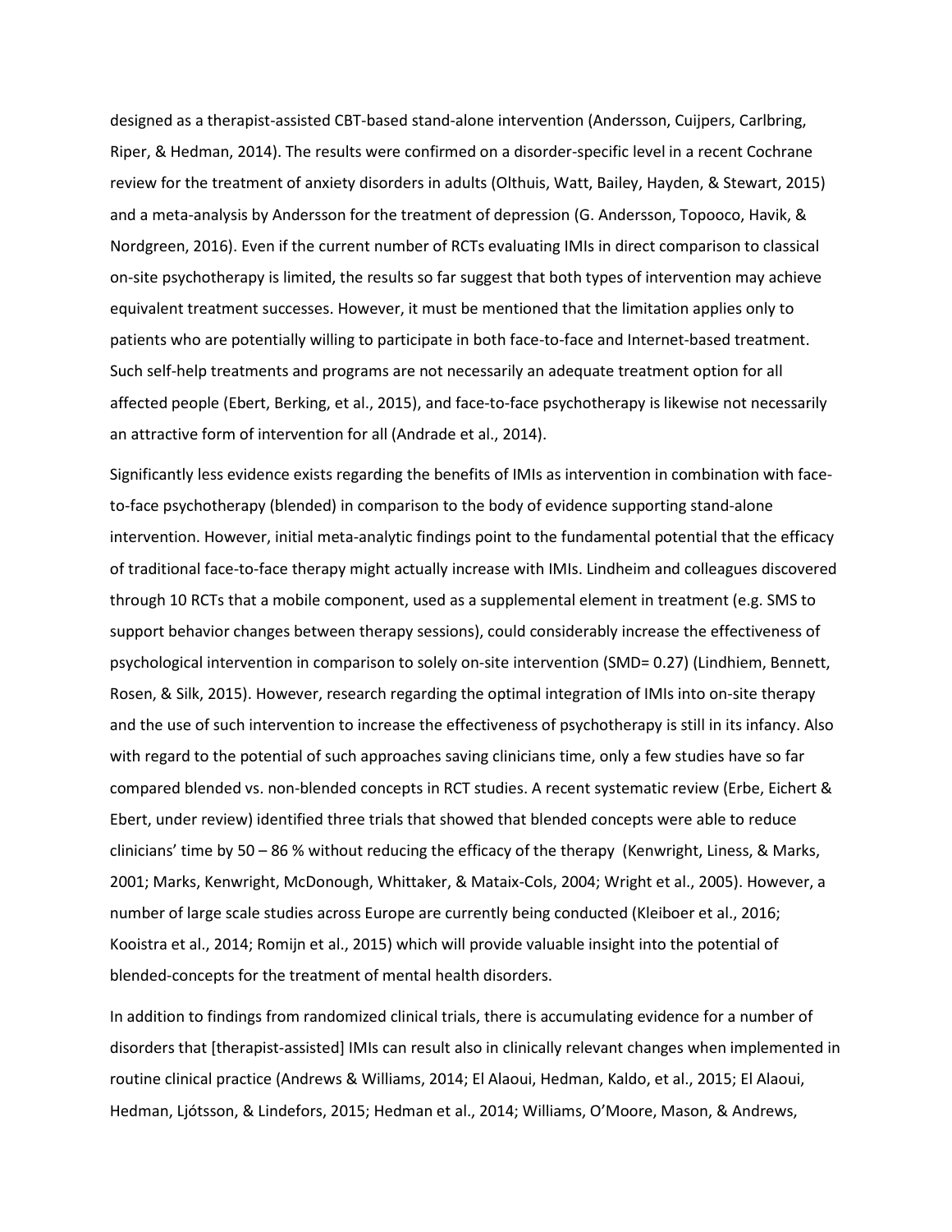designed as a therapist-assisted CBT-based stand-alone intervention (Andersson, Cuijpers, Carlbring, Riper, & Hedman, 2014). The results were confirmed on a disorder-specific level in a recent Cochrane review for the treatment of anxiety disorders in adults (Olthuis, Watt, Bailey, Hayden, & Stewart, 2015) and a meta-analysis by Andersson for the treatment of depression (G. Andersson, Topooco, Havik, & Nordgreen, 2016). Even if the current number of RCTs evaluating IMIs in direct comparison to classical on-site psychotherapy is limited, the results so far suggest that both types of intervention may achieve equivalent treatment successes. However, it must be mentioned that the limitation applies only to patients who are potentially willing to participate in both face-to-face and Internet-based treatment. Such self-help treatments and programs are not necessarily an adequate treatment option for all affected people (Ebert, Berking, et al., 2015), and face-to-face psychotherapy is likewise not necessarily an attractive form of intervention for all (Andrade et al., 2014).

Significantly less evidence exists regarding the benefits of IMIs as intervention in combination with face-to-face psychotherapy (blended) in comparison to the body of evidence supporting stand-alone intervention. However, initial meta-analytic findings point to the fundamental potential that the efficacy of traditional face-to-face therapy might actually increase with IMIs. Lindheim and colleagues discovered through 10 RCTs that a mobile component, used as a supplemental element in treatment (e.g. SMS to support behavior changes between therapy sessions), could considerably increase the effectiveness of psychological intervention in comparison to solely on-site intervention (SMD= 0.27) (Lindhiem, Bennett, Rosen, & Silk, 2015). However, research regarding the optimal integration of IMIs into on-site therapy and the use of such intervention to increase the effectiveness of psychotherapy is still in its infancy. Also with regard to the potential of such approaches saving clinicians time, only a few studies have so far compared blended vs. non-blended concepts in RCT studies. A recent systematic review (Erbe, Eichert & Ebert, under review) identified three trials that showed that blended concepts were able to reduce clinicians' time by 50 – 86 % without reducing the efficacy of the therapy (Kenwright, Liness, & Marks, 2001; Marks, Kenwright, McDonough, Whittaker, & Mataix-Cols, 2004; Wright et al., 2005). However, a number of large scale studies across Europe are currently being conducted (Kleiboer et al., 2016; Kooistra et al., 2014; Romijn et al., 2015) which will provide valuable insight into the potential of blended-concepts for the treatment of mental health disorders.

In addition to findings from randomized clinical trials, there is accumulating evidence for a number of disorders that [therapist-assisted] IMIs can result also in clinically relevant changes when implemented in routine clinical practice (Andrews & Williams, 2014; El Alaoui, Hedman, Kaldo, et al., 2015; El Alaoui, Hedman, Ljótsson, & Lindefors, 2015; Hedman et al., 2014; Williams, O'Moore, Mason, & Andrews,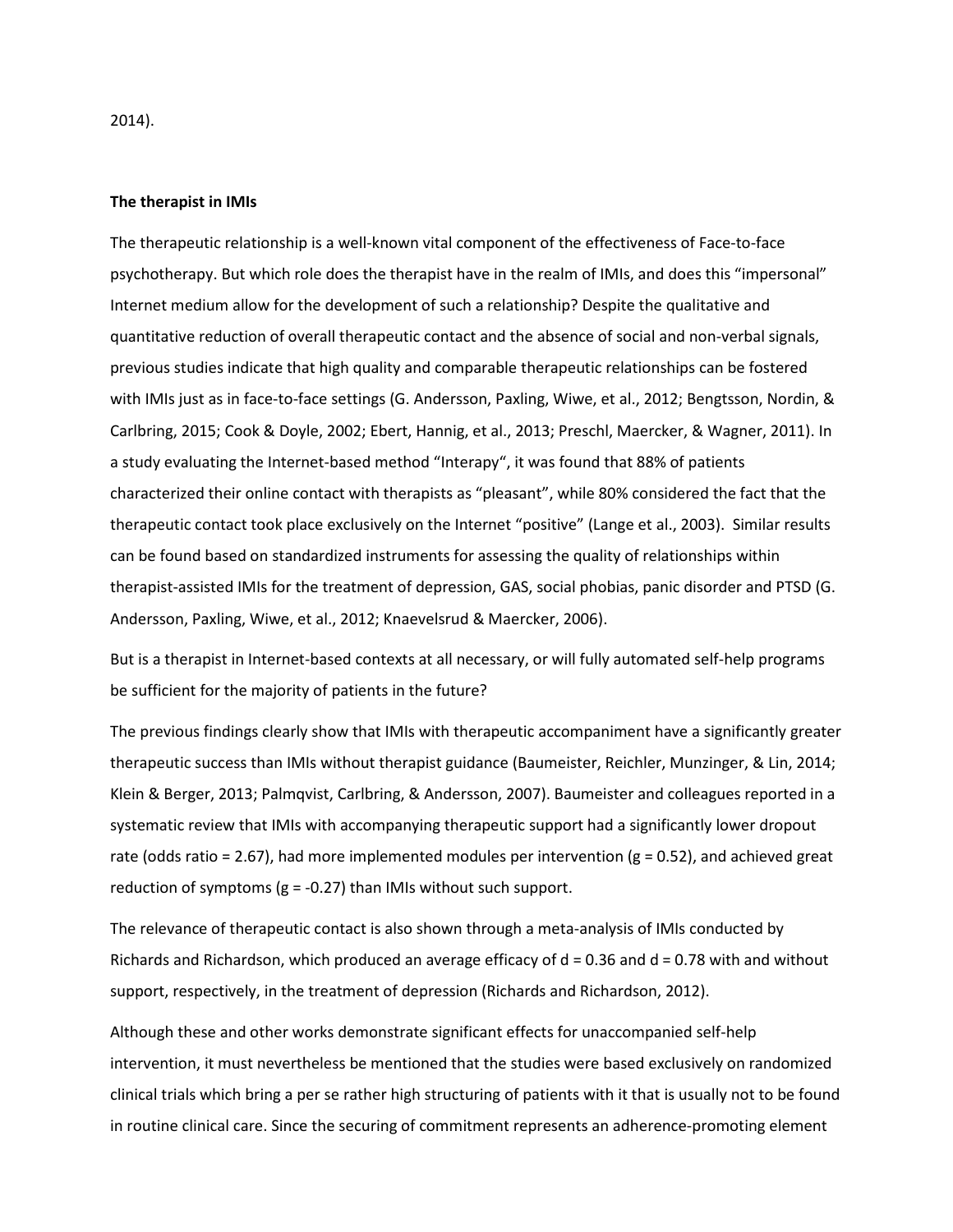2014).

**The therapist in IMIs**

The therapeutic relationship is a well-known vital component of the effectiveness of Face-to-face psychotherapy. But which role does the therapist have in the realm of IMIs, and does this "impersonal" Internet medium allow for the development of such a relationship? Despite the qualitative and quantitative reduction of overall therapeutic contact and the absence of social and non-verbal signals, previous studies indicate that high quality and comparable therapeutic relationships can be fostered with IMIs just as in face-to-face settings (G. Andersson, Paxling, Wiwe, et al., 2012; Bengtsson, Nordin, & Carlbring, 2015; Cook & Doyle, 2002; Ebert, Hannig, et al., 2013; Preschl, Maercker, & Wagner, 2011). In a study evaluating the Internet-based method "Interapy", it was found that 88% of patients characterized their online contact with therapists as "pleasant", while 80% considered the fact that the therapeutic contact took place exclusively on the Internet "positive" (Lange et al., 2003). Similar results can be found based on standardized instruments for assessing the quality of relationships within therapist-assisted IMIs for the treatment of depression, GAS, social phobias, panic disorder and PTSD (G. Andersson, Paxling, Wiwe, et al., 2012; Knaevelsrud & Maercker, 2006).

But is a therapist in Internet-based contexts at all necessary, or will fully automated self-help programs be sufficient for the majority of patients in the future?

The previous findings clearly show that IMIs with therapeutic accompaniment have a significantly greater therapeutic success than IMIs without therapist guidance (Baumeister, Reichler, Munzinger, & Lin, 2014; Klein & Berger, 2013; Palmqvist, Carlbring, & Andersson, 2007). Baumeister and colleagues reported in a systematic review that IMIs with accompanying therapeutic support had a significantly lower dropout rate (odds ratio = 2.67), had more implemented modules per intervention ($g = 0.52$), and achieved great reduction of symptoms ($g = -0.27$) than IMIs without such support.

The relevance of therapeutic contact is also shown through a meta-analysis of IMIs conducted by Richards and Richardson, which produced an average efficacy of $d = 0.36$ and $d = 0.78$ with and without support, respectively, in the treatment of depression (Richards and Richardson, 2012).

Although these and other works demonstrate significant effects for unaccompanied self-help intervention, it must nevertheless be mentioned that the studies were based exclusively on randomized clinical trials which bring a per se rather high structuring of patients with it that is usually not to be found in routine clinical care. Since the securing of commitment represents an adherence-promoting element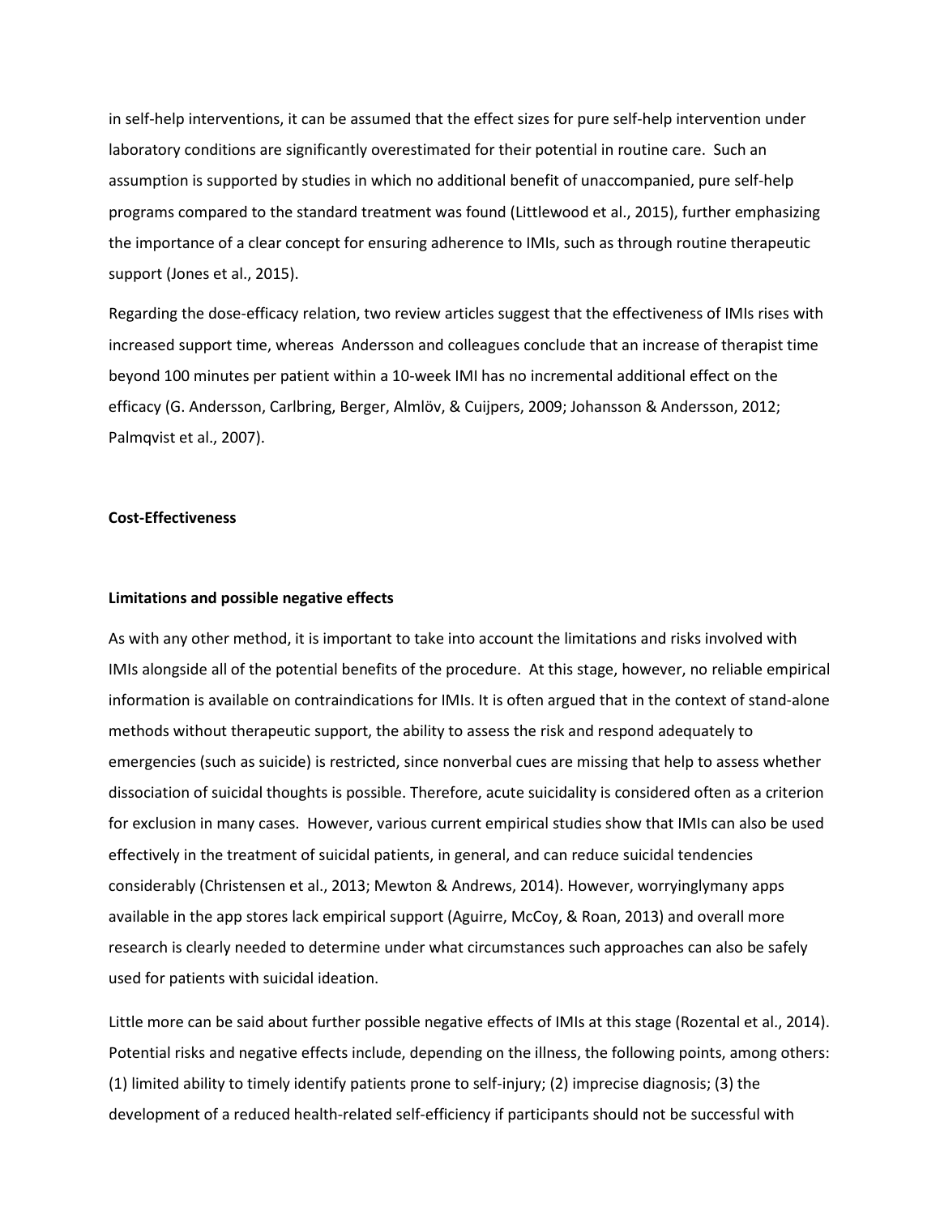in self-help interventions, it can be assumed that the effect sizes for pure self-help intervention under laboratory conditions are significantly overestimated for their potential in routine care. Such an assumption is supported by studies in which no additional benefit of unaccompanied, pure self-help programs compared to the standard treatment was found (Littlewood et al., 2015), further emphasizing the importance of a clear concept for ensuring adherence to IMIs, such as through routine therapeutic support (Jones et al., 2015).

Regarding the dose-efficacy relation, two review articles suggest that the effectiveness of IMIs rises with increased support time, whereas Andersson and colleagues conclude that an increase of therapist time beyond 100 minutes per patient within a 10-week IMI has no incremental additional effect on the efficacy (G. Andersson, Carlbring, Berger, Almlöv, & Cuijpers, 2009; Johansson & Andersson, 2012; Palmqvist et al., 2007).

**Cost-Effectiveness**

**Limitations and possible negative effects**

As with any other method, it is important to take into account the limitations and risks involved with IMIs alongside all of the potential benefits of the procedure. At this stage, however, no reliable empirical information is available on contraindications for IMIs. It is often argued that in the context of stand-alone methods without therapeutic support, the ability to assess the risk and respond adequately to emergencies (such as suicide) is restricted, since nonverbal cues are missing that help to assess whether dissociation of suicidal thoughts is possible. Therefore, acute suicidality is considered often as a criterion for exclusion in many cases. However, various current empirical studies show that IMIs can also be used effectively in the treatment of suicidal patients, in general, and can reduce suicidal tendencies considerably (Christensen et al., 2013; Mewton & Andrews, 2014). However, worryinglymany apps available in the app stores lack empirical support (Aguirre, McCoy, & Roan, 2013) and overall more research is clearly needed to determine under what circumstances such approaches can also be safely used for patients with suicidal ideation.

Little more can be said about further possible negative effects of IMIs at this stage (Rozental et al., 2014). Potential risks and negative effects include, depending on the illness, the following points, among others: (1) limited ability to timely identify patients prone to self-injury; (2) imprecise diagnosis; (3) the development of a reduced health-related self-efficiency if participants should not be successful with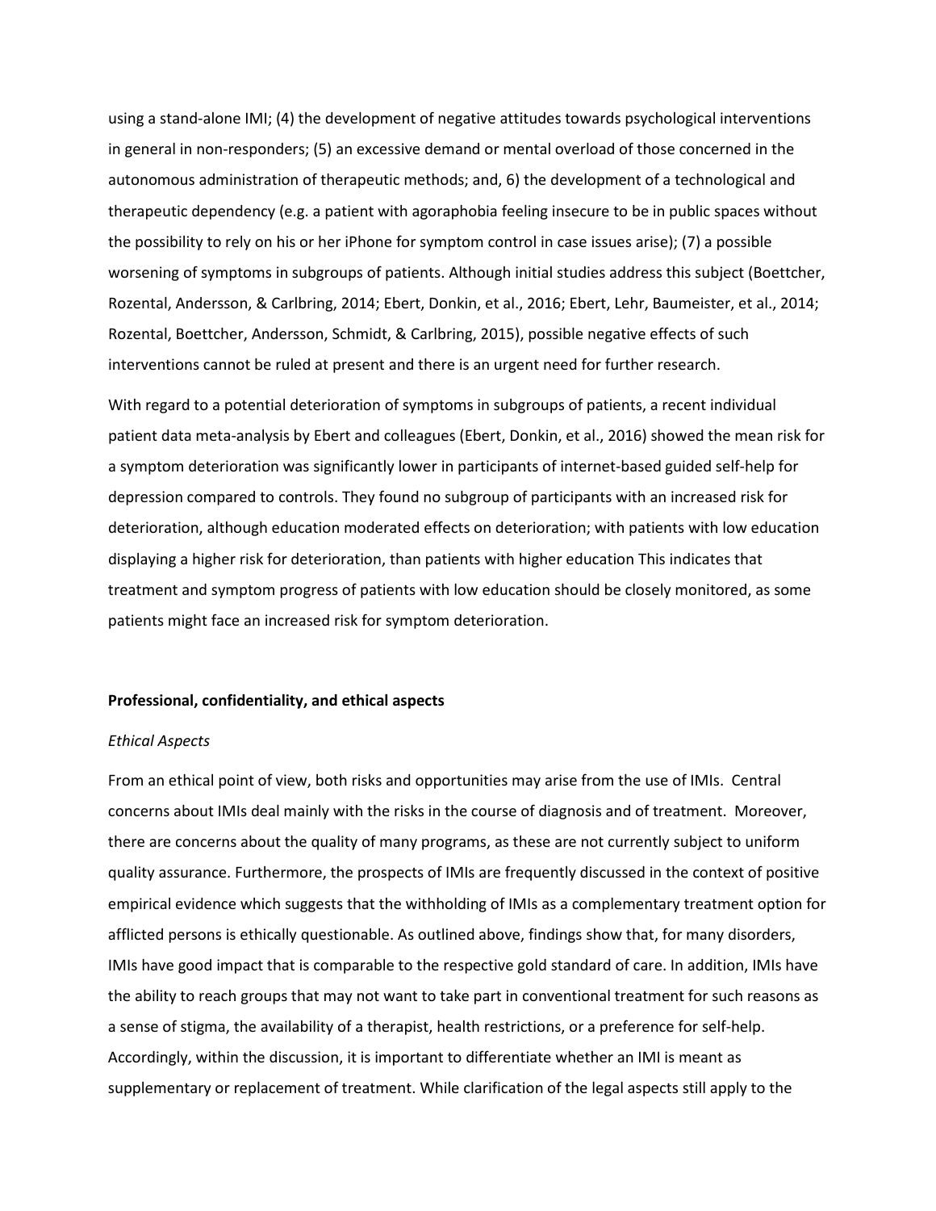using a stand-alone IMI; (4) the development of negative attitudes towards psychological interventions in general in non-responders; (5) an excessive demand or mental overload of those concerned in the autonomous administration of therapeutic methods; and, 6) the development of a technological and therapeutic dependency (e.g. a patient with agoraphobia feeling insecure to be in public spaces without the possibility to rely on his or her iPhone for symptom control in case issues arise); (7) a possible worsening of symptoms in subgroups of patients. Although initial studies address this subject (Boettcher, Rozental, Andersson, & Carlbring, 2014; Ebert, Donkin, et al., 2016; Ebert, Lehr, Baumeister, et al., 2014; Rozental, Boettcher, Andersson, Schmidt, & Carlbring, 2015), possible negative effects of such interventions cannot be ruled at present and there is an urgent need for further research.

With regard to a potential deterioration of symptoms in subgroups of patients, a recent individual patient data meta-analysis by Ebert and colleagues (Ebert, Donkin, et al., 2016) showed the mean risk for a symptom deterioration was significantly lower in participants of internet-based guided self-help for depression compared to controls. They found no subgroup of participants with an increased risk for deterioration, although education moderated effects on deterioration; with patients with low education displaying a higher risk for deterioration, than patients with higher education This indicates that treatment and symptom progress of patients with low education should be closely monitored, as some patients might face an increased risk for symptom deterioration.

**Professional, confidentiality, and ethical aspects**

*Ethical Aspects*

From an ethical point of view, both risks and opportunities may arise from the use of IMIs. Central concerns about IMIs deal mainly with the risks in the course of diagnosis and of treatment. Moreover, there are concerns about the quality of many programs, as these are not currently subject to uniform quality assurance. Furthermore, the prospects of IMIs are frequently discussed in the context of positive empirical evidence which suggests that the withholding of IMIs as a complementary treatment option for afflicted persons is ethically questionable. As outlined above, findings show that, for many disorders, IMIs have good impact that is comparable to the respective gold standard of care. In addition, IMIs have the ability to reach groups that may not want to take part in conventional treatment for such reasons as a sense of stigma, the availability of a therapist, health restrictions, or a preference for self-help. Accordingly, within the discussion, it is important to differentiate whether an IMI is meant as supplementary or replacement of treatment. While clarification of the legal aspects still apply to the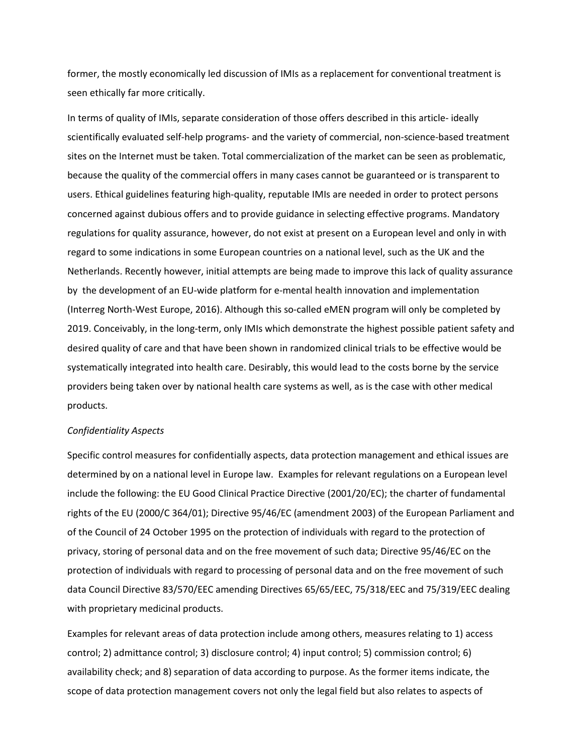former, the mostly economically led discussion of IMIs as a replacement for conventional treatment is seen ethically far more critically.

In terms of quality of IMIs, separate consideration of those offers described in this article- ideally scientifically evaluated self-help programs- and the variety of commercial, non-science-based treatment sites on the Internet must be taken. Total commercialization of the market can be seen as problematic, because the quality of the commercial offers in many cases cannot be guaranteed or is transparent to users. Ethical guidelines featuring high-quality, reputable IMIs are needed in order to protect persons concerned against dubious offers and to provide guidance in selecting effective programs. Mandatory regulations for quality assurance, however, do not exist at present on a European level and only in with regard to some indications in some European countries on a national level, such as the UK and the Netherlands. Recently however, initial attempts are being made to improve this lack of quality assurance by the development of an EU-wide platform for e-mental health innovation and implementation (Interreg North-West Europe, 2016). Although this so-called eMEN program will only be completed by 2019. Conceivably, in the long-term, only IMIs which demonstrate the highest possible patient safety and desired quality of care and that have been shown in randomized clinical trials to be effective would be systematically integrated into health care. Desirably, this would lead to the costs borne by the service providers being taken over by national health care systems as well, as is the case with other medical products.

*Confidentiality Aspects*

Specific control measures for confidentially aspects, data protection management and ethical issues are determined by on a national level in Europe law. Examples for relevant regulations on a European level include the following: the EU Good Clinical Practice Directive (2001/20/EC); the charter of fundamental rights of the EU (2000/C 364/01); Directive 95/46/EC (amendment 2003) of the European Parliament and of the Council of 24 October 1995 on the protection of individuals with regard to the protection of privacy, storing of personal data and on the free movement of such data; Directive 95/46/EC on the protection of individuals with regard to processing of personal data and on the free movement of such data Council Directive 83/570/EEC amending Directives 65/65/EEC, 75/318/EEC and 75/319/EEC dealing with proprietary medicinal products.

Examples for relevant areas of data protection include among others, measures relating to 1) access control; 2) admittance control; 3) disclosure control; 4) input control; 5) commission control; 6) availability check; and 8) separation of data according to purpose. As the former items indicate, the scope of data protection management covers not only the legal field but also relates to aspects of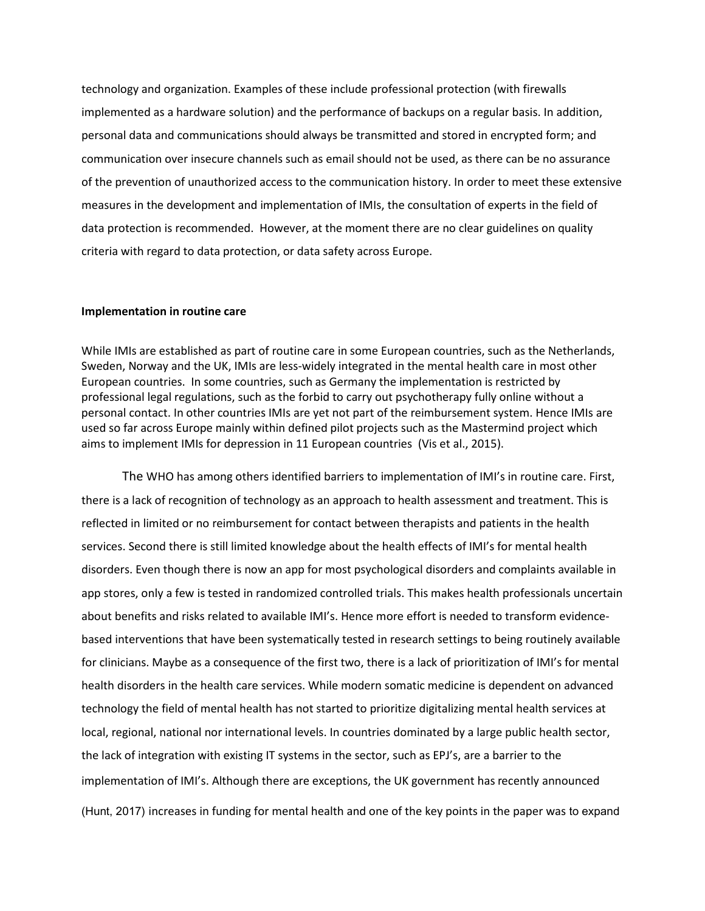technology and organization. Examples of these include professional protection (with firewalls implemented as a hardware solution) and the performance of backups on a regular basis. In addition, personal data and communications should always be transmitted and stored in encrypted form; and communication over insecure channels such as email should not be used, as there can be no assurance of the prevention of unauthorized access to the communication history. In order to meet these extensive measures in the development and implementation of IMIs, the consultation of experts in the field of data protection is recommended. However, at the moment there are no clear guidelines on quality criteria with regard to data protection, or data safety across Europe.

**Implementation in routine care**

While IMIs are established as part of routine care in some European countries, such as the Netherlands, Sweden, Norway and the UK, IMIs are less-widely integrated in the mental health care in most other European countries. In some countries, such as Germany the implementation is restricted by professional legal regulations, such as the forbid to carry out psychotherapy fully online without a personal contact. In other countries IMIs are yet not part of the reimbursement system. Hence IMIs are used so far across Europe mainly within defined pilot projects such as the Mastermind project which aims to implement IMIs for depression in 11 European countries (Vis et al., 2015).

The WHO has among others identified barriers to implementation of IMI's in routine care. First, there is a lack of recognition of technology as an approach to health assessment and treatment. This is reflected in limited or no reimbursement for contact between therapists and patients in the health services. Second there is still limited knowledge about the health effects of IMI's for mental health disorders. Even though there is now an app for most psychological disorders and complaints available in app stores, only a few is tested in randomized controlled trials. This makes health professionals uncertain about benefits and risks related to available IMI's. Hence more effort is needed to transform evidence-based interventions that have been systematically tested in research settings to being routinely available for clinicians. Maybe as a consequence of the first two, there is a lack of prioritization of IMI's for mental health disorders in the health care services. While modern somatic medicine is dependent on advanced technology the field of mental health has not started to prioritize digitalizing mental health services at local, regional, national nor international levels. In countries dominated by a large public health sector, the lack of integration with existing IT systems in the sector, such as EPJ's, are a barrier to the implementation of IMI's. Although there are exceptions, the UK government has recently announced (Hunt, 2017) increases in funding for mental health and one of the key points in the paper was to expand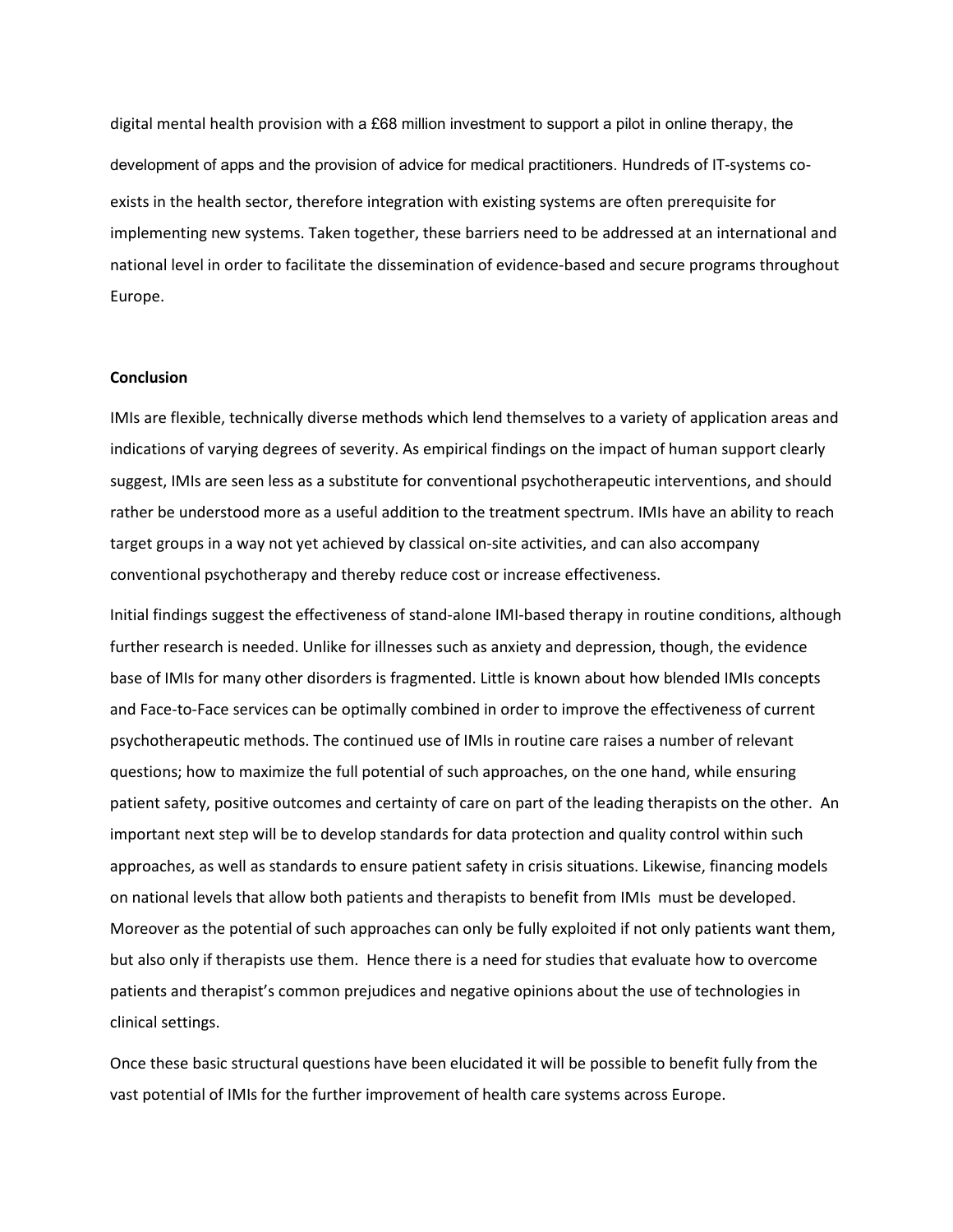digital mental health provision with a £68 million investment to support a pilot in online therapy, the development of apps and the provision of advice for medical practitioners. Hundreds of IT-systems co-exists in the health sector, therefore integration with existing systems are often prerequisite for implementing new systems. Taken together, these barriers need to be addressed at an international and national level in order to facilitate the dissemination of evidence-based and secure programs throughout Europe.

**Conclusion**

IMIs are flexible, technically diverse methods which lend themselves to a variety of application areas and indications of varying degrees of severity. As empirical findings on the impact of human support clearly suggest, IMIs are seen less as a substitute for conventional psychotherapeutic interventions, and should rather be understood more as a useful addition to the treatment spectrum. IMIs have an ability to reach target groups in a way not yet achieved by classical on-site activities, and can also accompany conventional psychotherapy and thereby reduce cost or increase effectiveness.

Initial findings suggest the effectiveness of stand-alone IMI-based therapy in routine conditions, although further research is needed. Unlike for illnesses such as anxiety and depression, though, the evidence base of IMIs for many other disorders is fragmented. Little is known about how blended IMIs concepts and Face-to-Face services can be optimally combined in order to improve the effectiveness of current psychotherapeutic methods. The continued use of IMIs in routine care raises a number of relevant questions; how to maximize the full potential of such approaches, on the one hand, while ensuring patient safety, positive outcomes and certainty of care on part of the leading therapists on the other. An important next step will be to develop standards for data protection and quality control within such approaches, as well as standards to ensure patient safety in crisis situations. Likewise, financing models on national levels that allow both patients and therapists to benefit from IMIs must be developed. Moreover as the potential of such approaches can only be fully exploited if not only patients want them, but also only if therapists use them. Hence there is a need for studies that evaluate how to overcome patients and therapist's common prejudices and negative opinions about the use of technologies in clinical settings.

Once these basic structural questions have been elucidated it will be possible to benefit fully from the vast potential of IMIs for the further improvement of health care systems across Europe.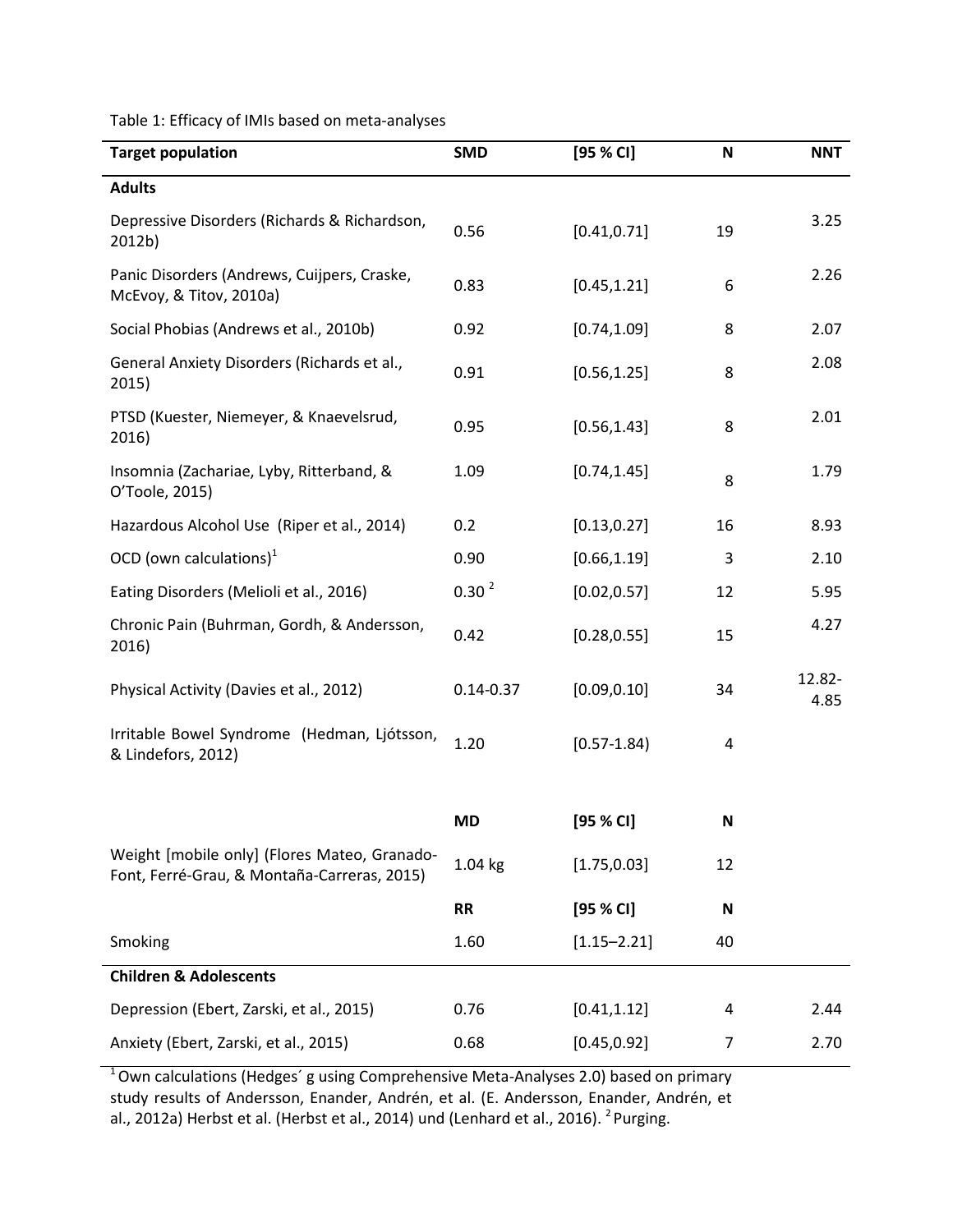Table 1: Efficacy of IMIs based on meta-analyses

| Target population | SMD | [95 % CI] | N | NNT |
|---|---|---|---|---|
| **Adults** | | | | |
| Depressive Disorders (Richards & Richardson, 2012b) | 0.56 | [0.41,0.71] | 19 | 3.25 |
| Panic Disorders (Andrews, Cuijpers, Craske, McEvoy, & Titov, 2010a) | 0.83 | [0.45,1.21] | 6 | 2.26 |
| Social Phobias (Andrews et al., 2010b) | 0.92 | [0.74,1.09] | 8 | 2.07 |
| General Anxiety Disorders (Richards et al., 2015) | 0.91 | [0.56,1.25] | 8 | 2.08 |
| PTSD (Kuester, Niemeyer, & Knaevelsrud, 2016) | 0.95 | [0.56,1.43] | 8 | 2.01 |
| Insomnia (Zachariae, Lyby, Ritterband, & O'Toole, 2015) | 1.09 | [0.74,1.45] | 8 | 1.79 |
| Hazardous Alcohol Use (Riper et al., 2014) | 0.2 | [0.13,0.27] | 16 | 8.93 |
| OCD (own calculations)[1] | 0.90 | [0.66,1.19] | 3 | 2.10 |
| Eating Disorders (Melioli et al., 2016) | 0.30 [2] | [0.02,0.57] | 12 | 5.95 |
| Chronic Pain (Buhrman, Gordh, & Andersson, 2016) | 0.42 | [0.28,0.55] | 15 | 4.27 |
| Physical Activity (Davies et al., 2012) | 0.14-0.37 | [0.09,0.10] | 34 | 12.82-4.85 |
| Irritable Bowel Syndrome (Hedman, Ljótsson, & Lindefors, 2012) | 1.20 | [0.57-1.84) | 4 | |
| | **MD** | **[95 % CI]** | **N** | |
| Weight [mobile only] (Flores Mateo, Granado-Font, Ferré-Grau, & Montaña-Carreras, 2015) | 1.04 kg | [1.75,0.03] | 12 | |
| | **RR** | **[95 % CI]** | **N** | |
| Smoking | 1.60 | [1.15–2.21] | 40 | |
| **Children & Adolescents** | | | | |
| Depression (Ebert, Zarski, et al., 2015) | 0.76 | [0.41,1.12] | 4 | 2.44 |
| Anxiety (Ebert, Zarski, et al., 2015) | 0.68 | [0.45,0.92] | 7 | 2.70 |

[1] Own calculations (Hedges´ g using Comprehensive Meta-Analyses 2.0) based on primary study results of Andersson, Enander, Andrén, et al. (E. Andersson, Enander, Andrén, et al., 2012a) Herbst et al. (Herbst et al., 2014) und (Lenhard et al., 2016). [2] Purging.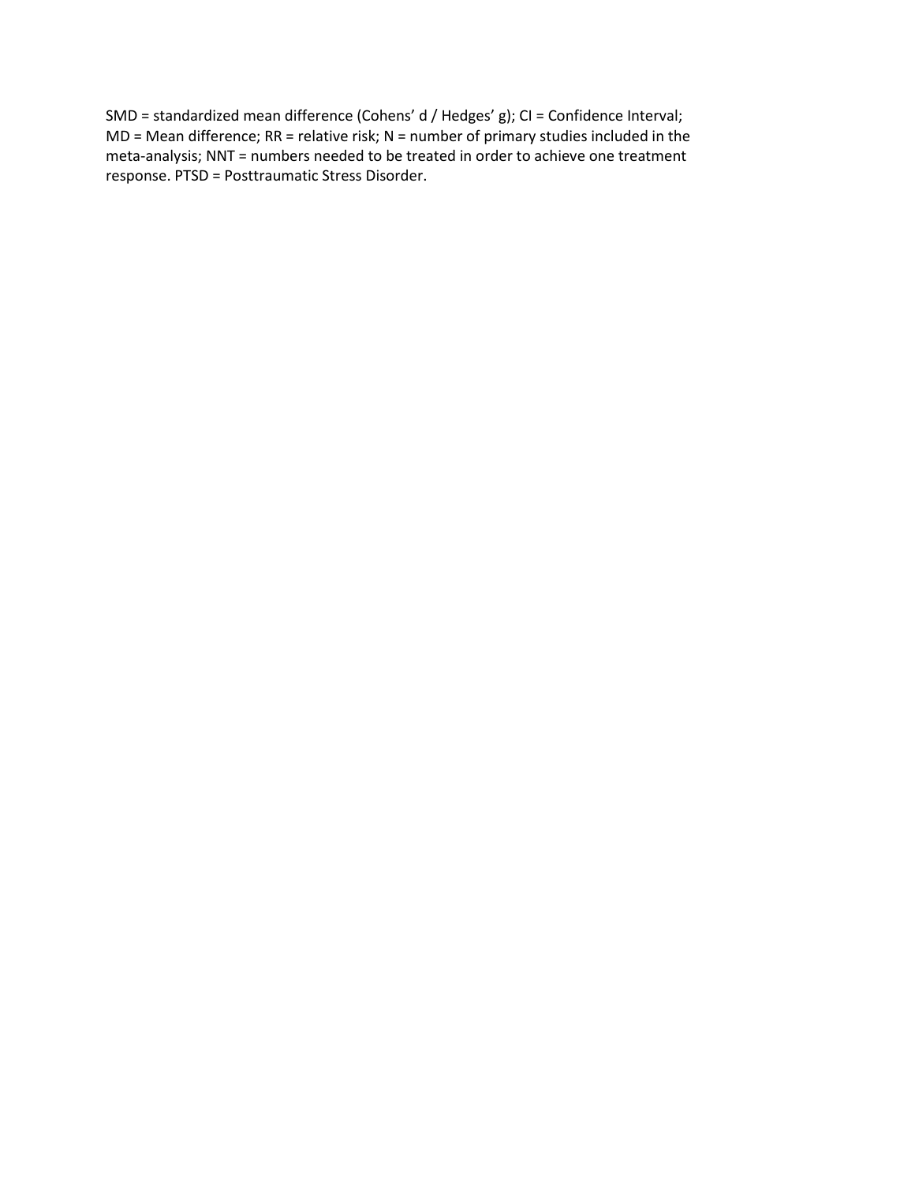SMD = standardized mean difference (Cohens' d / Hedges' g); CI = Confidence Interval; MD = Mean difference; RR = relative risk; N = number of primary studies included in the meta-analysis; NNT = numbers needed to be treated in order to achieve one treatment response. PTSD = Posttraumatic Stress Disorder.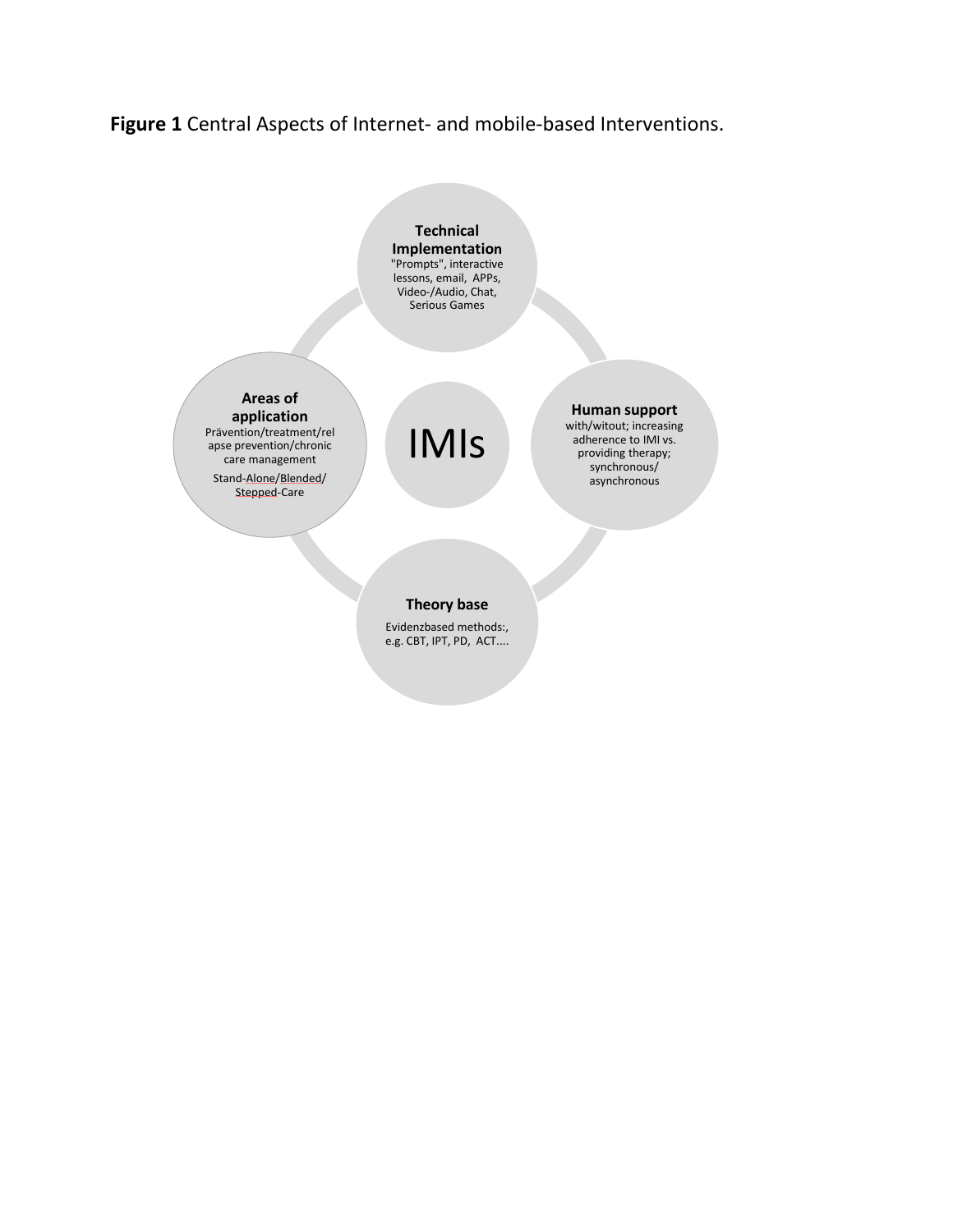**Figure 1** Central Aspects of Internet- and mobile-based Interventions.

IMIs

**Technical Implementation**
"Prompts", interactive lessons, email, APPs, Video-/Audio, Chat, Serious Games

**Human support**
with/witout; increasing adherence to IMI vs. providing therapy; synchronous/ asynchronous

**Theory base**
Evidenzbased methods:, e.g. CBT, IPT, PD, ACT....

**Areas of application**
Prävention/treatment/relapse prevention/chronic care management
Stand-Alone/Blended/ Stepped-Care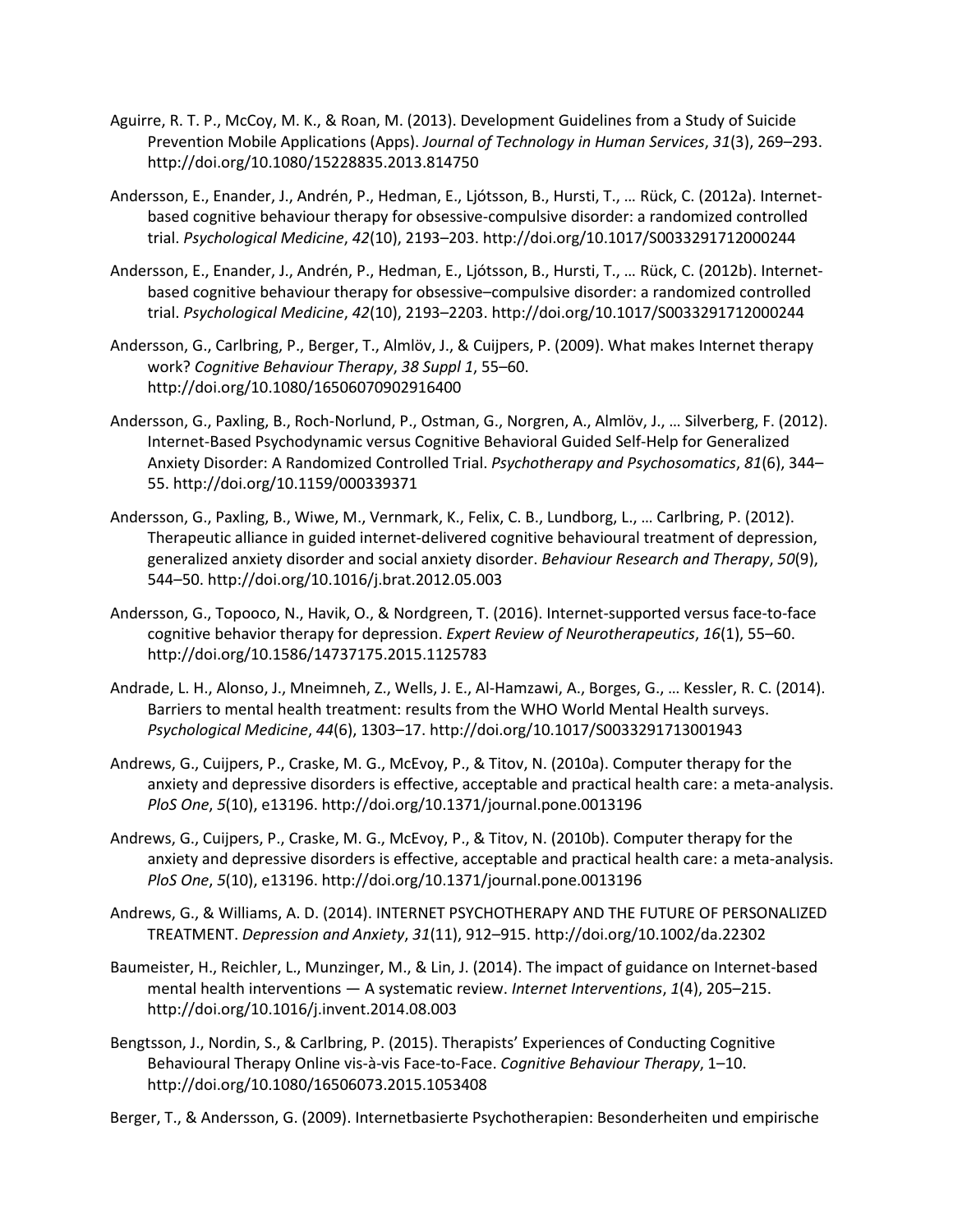Aguirre, R. T. P., McCoy, M. K., & Roan, M. (2013). Development Guidelines from a Study of Suicide Prevention Mobile Applications (Apps). *Journal of Technology in Human Services*, *31*(3), 269–293. http://doi.org/10.1080/15228835.2013.814750

Andersson, E., Enander, J., Andrén, P., Hedman, E., Ljótsson, B., Hursti, T., … Rück, C. (2012a). Internet-based cognitive behaviour therapy for obsessive-compulsive disorder: a randomized controlled trial. *Psychological Medicine*, *42*(10), 2193–203. http://doi.org/10.1017/S0033291712000244

Andersson, E., Enander, J., Andrén, P., Hedman, E., Ljótsson, B., Hursti, T., … Rück, C. (2012b). Internet-based cognitive behaviour therapy for obsessive–compulsive disorder: a randomized controlled trial. *Psychological Medicine*, *42*(10), 2193–2203. http://doi.org/10.1017/S0033291712000244

Andersson, G., Carlbring, P., Berger, T., Almlöv, J., & Cuijpers, P. (2009). What makes Internet therapy work? *Cognitive Behaviour Therapy*, *38 Suppl 1*, 55–60. http://doi.org/10.1080/16506070902916400

Andersson, G., Paxling, B., Roch-Norlund, P., Ostman, G., Norgren, A., Almlöv, J., … Silverberg, F. (2012). Internet-Based Psychodynamic versus Cognitive Behavioral Guided Self-Help for Generalized Anxiety Disorder: A Randomized Controlled Trial. *Psychotherapy and Psychosomatics*, *81*(6), 344–55. http://doi.org/10.1159/000339371

Andersson, G., Paxling, B., Wiwe, M., Vernmark, K., Felix, C. B., Lundborg, L., … Carlbring, P. (2012). Therapeutic alliance in guided internet-delivered cognitive behavioural treatment of depression, generalized anxiety disorder and social anxiety disorder. *Behaviour Research and Therapy*, *50*(9), 544–50. http://doi.org/10.1016/j.brat.2012.05.003

Andersson, G., Topooco, N., Havik, O., & Nordgreen, T. (2016). Internet-supported versus face-to-face cognitive behavior therapy for depression. *Expert Review of Neurotherapeutics*, *16*(1), 55–60. http://doi.org/10.1586/14737175.2015.1125783

Andrade, L. H., Alonso, J., Mneimneh, Z., Wells, J. E., Al-Hamzawi, A., Borges, G., … Kessler, R. C. (2014). Barriers to mental health treatment: results from the WHO World Mental Health surveys. *Psychological Medicine*, *44*(6), 1303–17. http://doi.org/10.1017/S0033291713001943

Andrews, G., Cuijpers, P., Craske, M. G., McEvoy, P., & Titov, N. (2010a). Computer therapy for the anxiety and depressive disorders is effective, acceptable and practical health care: a meta-analysis. *PloS One*, *5*(10), e13196. http://doi.org/10.1371/journal.pone.0013196

Andrews, G., Cuijpers, P., Craske, M. G., McEvoy, P., & Titov, N. (2010b). Computer therapy for the anxiety and depressive disorders is effective, acceptable and practical health care: a meta-analysis. *PloS One*, *5*(10), e13196. http://doi.org/10.1371/journal.pone.0013196

Andrews, G., & Williams, A. D. (2014). INTERNET PSYCHOTHERAPY AND THE FUTURE OF PERSONALIZED TREATMENT. *Depression and Anxiety*, *31*(11), 912–915. http://doi.org/10.1002/da.22302

Baumeister, H., Reichler, L., Munzinger, M., & Lin, J. (2014). The impact of guidance on Internet-based mental health interventions — A systematic review. *Internet Interventions*, *1*(4), 205–215. http://doi.org/10.1016/j.invent.2014.08.003

Bengtsson, J., Nordin, S., & Carlbring, P. (2015). Therapists' Experiences of Conducting Cognitive Behavioural Therapy Online vis-à-vis Face-to-Face. *Cognitive Behaviour Therapy*, 1–10. http://doi.org/10.1080/16506073.2015.1053408

Berger, T., & Andersson, G. (2009). Internetbasierte Psychotherapien: Besonderheiten und empirische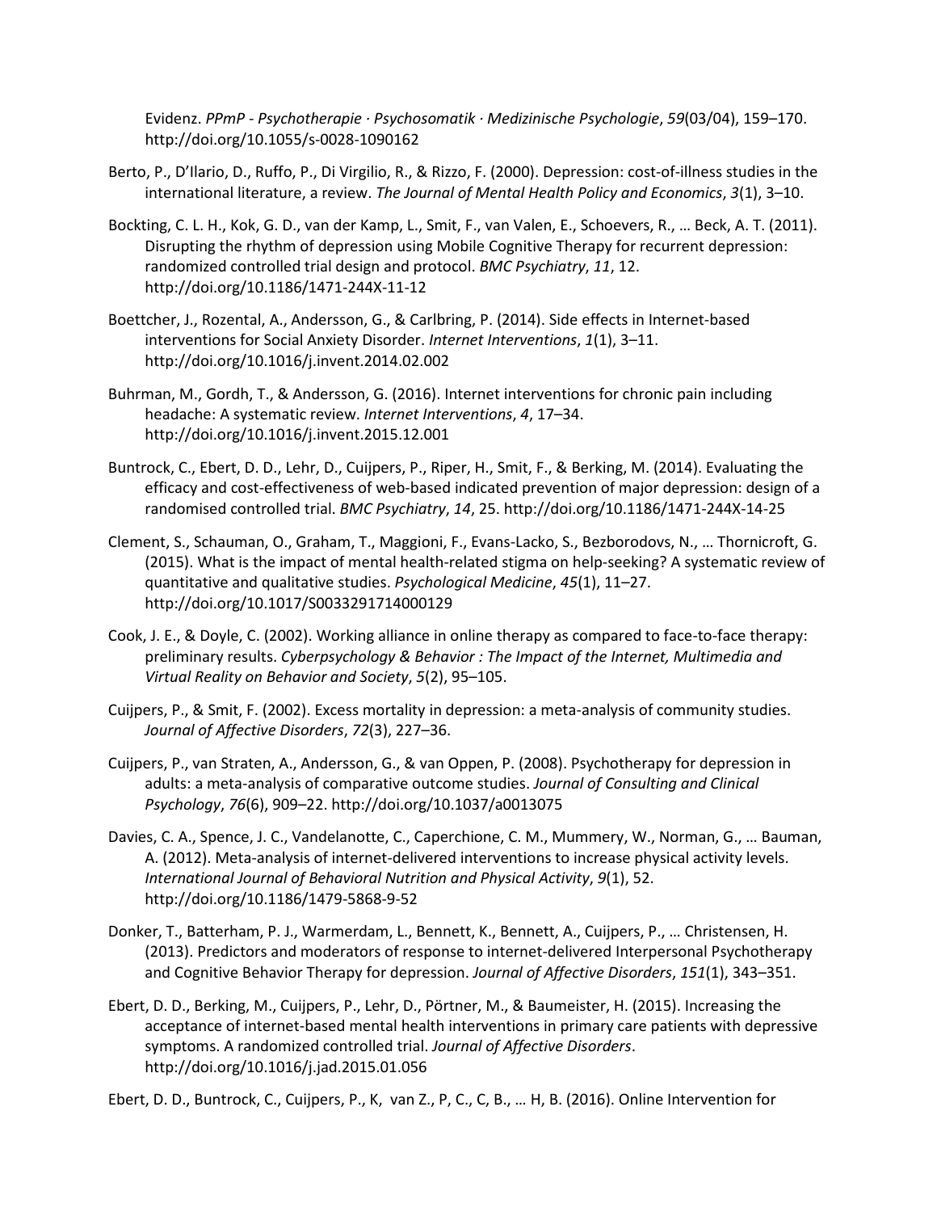Evidenz. *PPmP - Psychotherapie · Psychosomatik · Medizinische Psychologie*, *59*(03/04), 159–170. http://doi.org/10.1055/s-0028-1090162

Berto, P., D'Ilario, D., Ruffo, P., Di Virgilio, R., & Rizzo, F. (2000). Depression: cost-of-illness studies in the international literature, a review. *The Journal of Mental Health Policy and Economics*, *3*(1), 3–10.

Bockting, C. L. H., Kok, G. D., van der Kamp, L., Smit, F., van Valen, E., Schoevers, R., … Beck, A. T. (2011). Disrupting the rhythm of depression using Mobile Cognitive Therapy for recurrent depression: randomized controlled trial design and protocol. *BMC Psychiatry*, *11*, 12. http://doi.org/10.1186/1471-244X-11-12

Boettcher, J., Rozental, A., Andersson, G., & Carlbring, P. (2014). Side effects in Internet-based interventions for Social Anxiety Disorder. *Internet Interventions*, *1*(1), 3–11. http://doi.org/10.1016/j.invent.2014.02.002

Buhrman, M., Gordh, T., & Andersson, G. (2016). Internet interventions for chronic pain including headache: A systematic review. *Internet Interventions*, *4*, 17–34. http://doi.org/10.1016/j.invent.2015.12.001

Buntrock, C., Ebert, D. D., Lehr, D., Cuijpers, P., Riper, H., Smit, F., & Berking, M. (2014). Evaluating the efficacy and cost-effectiveness of web-based indicated prevention of major depression: design of a randomised controlled trial. *BMC Psychiatry*, *14*, 25. http://doi.org/10.1186/1471-244X-14-25

Clement, S., Schauman, O., Graham, T., Maggioni, F., Evans-Lacko, S., Bezborodovs, N., … Thornicroft, G. (2015). What is the impact of mental health-related stigma on help-seeking? A systematic review of quantitative and qualitative studies. *Psychological Medicine*, *45*(1), 11–27. http://doi.org/10.1017/S0033291714000129

Cook, J. E., & Doyle, C. (2002). Working alliance in online therapy as compared to face-to-face therapy: preliminary results. *Cyberpsychology & Behavior : The Impact of the Internet, Multimedia and Virtual Reality on Behavior and Society*, *5*(2), 95–105.

Cuijpers, P., & Smit, F. (2002). Excess mortality in depression: a meta-analysis of community studies. *Journal of Affective Disorders*, *72*(3), 227–36.

Cuijpers, P., van Straten, A., Andersson, G., & van Oppen, P. (2008). Psychotherapy for depression in adults: a meta-analysis of comparative outcome studies. *Journal of Consulting and Clinical Psychology*, *76*(6), 909–22. http://doi.org/10.1037/a0013075

Davies, C. A., Spence, J. C., Vandelanotte, C., Caperchione, C. M., Mummery, W., Norman, G., … Bauman, A. (2012). Meta-analysis of internet-delivered interventions to increase physical activity levels. *International Journal of Behavioral Nutrition and Physical Activity*, *9*(1), 52. http://doi.org/10.1186/1479-5868-9-52

Donker, T., Batterham, P. J., Warmerdam, L., Bennett, K., Bennett, A., Cuijpers, P., … Christensen, H. (2013). Predictors and moderators of response to internet-delivered Interpersonal Psychotherapy and Cognitive Behavior Therapy for depression. *Journal of Affective Disorders*, *151*(1), 343–351.

Ebert, D. D., Berking, M., Cuijpers, P., Lehr, D., Pörtner, M., & Baumeister, H. (2015). Increasing the acceptance of internet-based mental health interventions in primary care patients with depressive symptoms. A randomized controlled trial. *Journal of Affective Disorders*. http://doi.org/10.1016/j.jad.2015.01.056

Ebert, D. D., Buntrock, C., Cuijpers, P., K, van Z., P, C., C, B., … H, B. (2016). Online Intervention for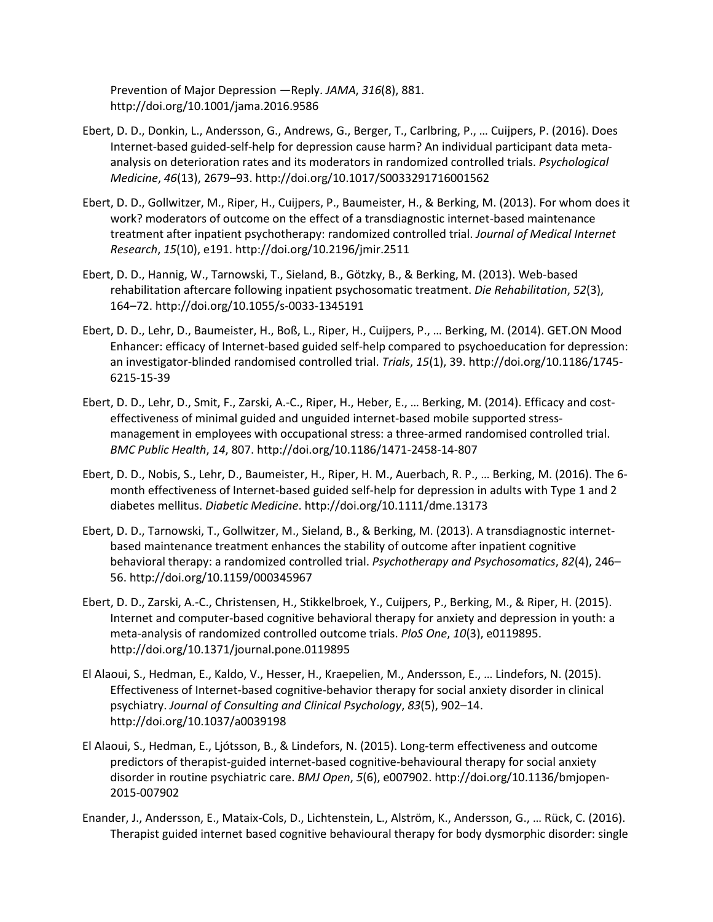Prevention of Major Depression —Reply. *JAMA*, *316*(8), 881. http://doi.org/10.1001/jama.2016.9586

Ebert, D. D., Donkin, L., Andersson, G., Andrews, G., Berger, T., Carlbring, P., … Cuijpers, P. (2016). Does Internet-based guided-self-help for depression cause harm? An individual participant data meta-analysis on deterioration rates and its moderators in randomized controlled trials. *Psychological Medicine*, *46*(13), 2679–93. http://doi.org/10.1017/S0033291716001562

Ebert, D. D., Gollwitzer, M., Riper, H., Cuijpers, P., Baumeister, H., & Berking, M. (2013). For whom does it work? moderators of outcome on the effect of a transdiagnostic internet-based maintenance treatment after inpatient psychotherapy: randomized controlled trial. *Journal of Medical Internet Research*, *15*(10), e191. http://doi.org/10.2196/jmir.2511

Ebert, D. D., Hannig, W., Tarnowski, T., Sieland, B., Götzky, B., & Berking, M. (2013). Web-based rehabilitation aftercare following inpatient psychosomatic treatment. *Die Rehabilitation*, *52*(3), 164–72. http://doi.org/10.1055/s-0033-1345191

Ebert, D. D., Lehr, D., Baumeister, H., Boß, L., Riper, H., Cuijpers, P., … Berking, M. (2014). GET.ON Mood Enhancer: efficacy of Internet-based guided self-help compared to psychoeducation for depression: an investigator-blinded randomised controlled trial. *Trials*, *15*(1), 39. http://doi.org/10.1186/1745-6215-15-39

Ebert, D. D., Lehr, D., Smit, F., Zarski, A.-C., Riper, H., Heber, E., … Berking, M. (2014). Efficacy and cost-effectiveness of minimal guided and unguided internet-based mobile supported stress-management in employees with occupational stress: a three-armed randomised controlled trial. *BMC Public Health*, *14*, 807. http://doi.org/10.1186/1471-2458-14-807

Ebert, D. D., Nobis, S., Lehr, D., Baumeister, H., Riper, H. M., Auerbach, R. P., … Berking, M. (2016). The 6-month effectiveness of Internet-based guided self-help for depression in adults with Type 1 and 2 diabetes mellitus. *Diabetic Medicine*. http://doi.org/10.1111/dme.13173

Ebert, D. D., Tarnowski, T., Gollwitzer, M., Sieland, B., & Berking, M. (2013). A transdiagnostic internet-based maintenance treatment enhances the stability of outcome after inpatient cognitive behavioral therapy: a randomized controlled trial. *Psychotherapy and Psychosomatics*, *82*(4), 246–56. http://doi.org/10.1159/000345967

Ebert, D. D., Zarski, A.-C., Christensen, H., Stikkelbroek, Y., Cuijpers, P., Berking, M., & Riper, H. (2015). Internet and computer-based cognitive behavioral therapy for anxiety and depression in youth: a meta-analysis of randomized controlled outcome trials. *PloS One*, *10*(3), e0119895. http://doi.org/10.1371/journal.pone.0119895

El Alaoui, S., Hedman, E., Kaldo, V., Hesser, H., Kraepelien, M., Andersson, E., … Lindefors, N. (2015). Effectiveness of Internet-based cognitive-behavior therapy for social anxiety disorder in clinical psychiatry. *Journal of Consulting and Clinical Psychology*, *83*(5), 902–14. http://doi.org/10.1037/a0039198

El Alaoui, S., Hedman, E., Ljótsson, B., & Lindefors, N. (2015). Long-term effectiveness and outcome predictors of therapist-guided internet-based cognitive-behavioural therapy for social anxiety disorder in routine psychiatric care. *BMJ Open*, *5*(6), e007902. http://doi.org/10.1136/bmjopen-2015-007902

Enander, J., Andersson, E., Mataix-Cols, D., Lichtenstein, L., Alström, K., Andersson, G., … Rück, C. (2016). Therapist guided internet based cognitive behavioural therapy for body dysmorphic disorder: single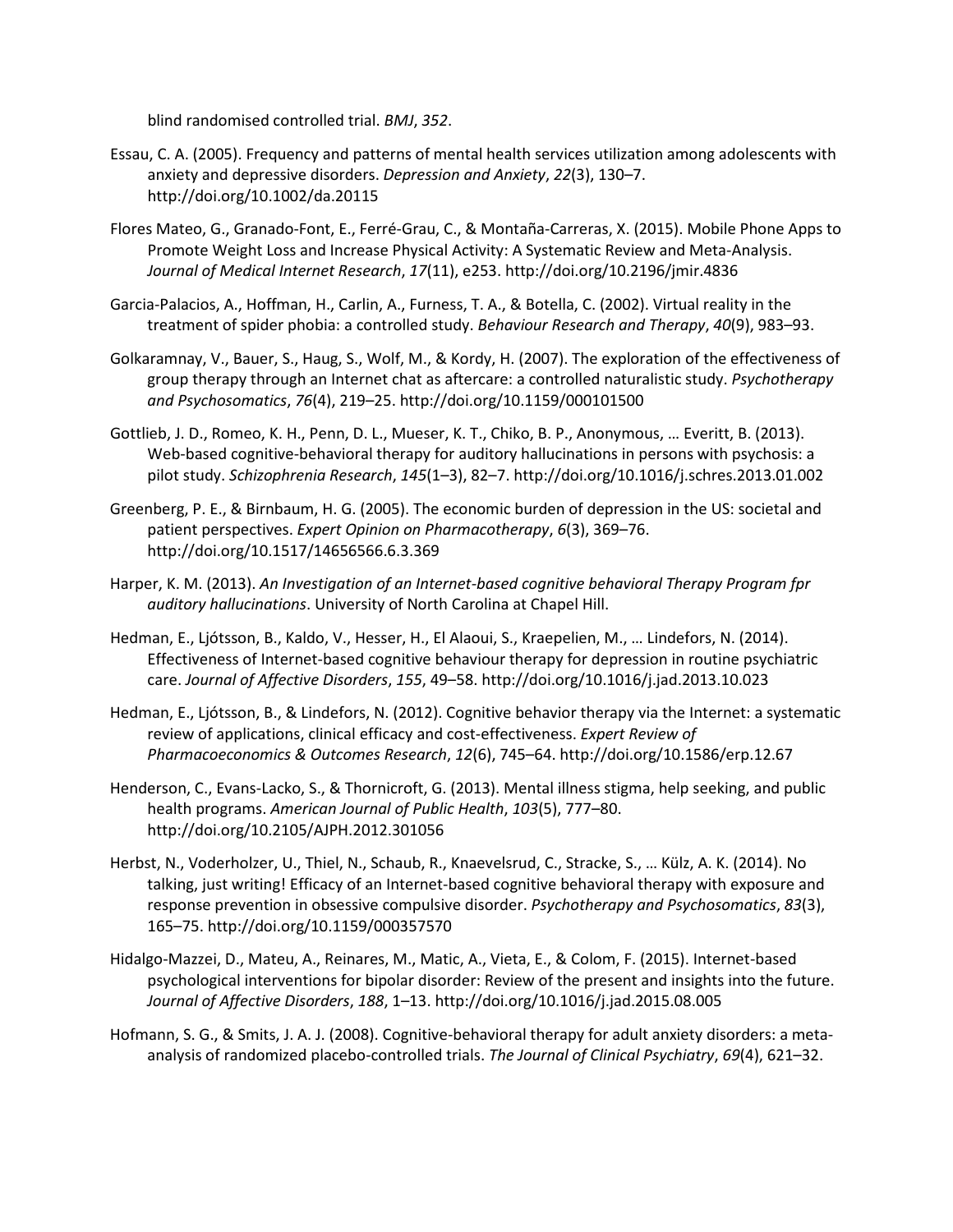blind randomised controlled trial. *BMJ*, *352*.

Essau, C. A. (2005). Frequency and patterns of mental health services utilization among adolescents with anxiety and depressive disorders. *Depression and Anxiety*, *22*(3), 130–7. http://doi.org/10.1002/da.20115

Flores Mateo, G., Granado-Font, E., Ferré-Grau, C., & Montaña-Carreras, X. (2015). Mobile Phone Apps to Promote Weight Loss and Increase Physical Activity: A Systematic Review and Meta-Analysis. *Journal of Medical Internet Research*, *17*(11), e253. http://doi.org/10.2196/jmir.4836

Garcia-Palacios, A., Hoffman, H., Carlin, A., Furness, T. A., & Botella, C. (2002). Virtual reality in the treatment of spider phobia: a controlled study. *Behaviour Research and Therapy*, *40*(9), 983–93.

Golkaramnay, V., Bauer, S., Haug, S., Wolf, M., & Kordy, H. (2007). The exploration of the effectiveness of group therapy through an Internet chat as aftercare: a controlled naturalistic study. *Psychotherapy and Psychosomatics*, *76*(4), 219–25. http://doi.org/10.1159/000101500

Gottlieb, J. D., Romeo, K. H., Penn, D. L., Mueser, K. T., Chiko, B. P., Anonymous, … Everitt, B. (2013). Web-based cognitive-behavioral therapy for auditory hallucinations in persons with psychosis: a pilot study. *Schizophrenia Research*, *145*(1–3), 82–7. http://doi.org/10.1016/j.schres.2013.01.002

Greenberg, P. E., & Birnbaum, H. G. (2005). The economic burden of depression in the US: societal and patient perspectives. *Expert Opinion on Pharmacotherapy*, *6*(3), 369–76. http://doi.org/10.1517/14656566.6.3.369

Harper, K. M. (2013). *An Investigation of an Internet-based cognitive behavioral Therapy Program fpr auditory hallucinations*. University of North Carolina at Chapel Hill.

Hedman, E., Ljótsson, B., Kaldo, V., Hesser, H., El Alaoui, S., Kraepelien, M., … Lindefors, N. (2014). Effectiveness of Internet-based cognitive behaviour therapy for depression in routine psychiatric care. *Journal of Affective Disorders*, *155*, 49–58. http://doi.org/10.1016/j.jad.2013.10.023

Hedman, E., Ljótsson, B., & Lindefors, N. (2012). Cognitive behavior therapy via the Internet: a systematic review of applications, clinical efficacy and cost-effectiveness. *Expert Review of Pharmacoeconomics & Outcomes Research*, *12*(6), 745–64. http://doi.org/10.1586/erp.12.67

Henderson, C., Evans-Lacko, S., & Thornicroft, G. (2013). Mental illness stigma, help seeking, and public health programs. *American Journal of Public Health*, *103*(5), 777–80. http://doi.org/10.2105/AJPH.2012.301056

Herbst, N., Voderholzer, U., Thiel, N., Schaub, R., Knaevelsrud, C., Stracke, S., … Külz, A. K. (2014). No talking, just writing! Efficacy of an Internet-based cognitive behavioral therapy with exposure and response prevention in obsessive compulsive disorder. *Psychotherapy and Psychosomatics*, *83*(3), 165–75. http://doi.org/10.1159/000357570

Hidalgo-Mazzei, D., Mateu, A., Reinares, M., Matic, A., Vieta, E., & Colom, F. (2015). Internet-based psychological interventions for bipolar disorder: Review of the present and insights into the future. *Journal of Affective Disorders*, *188*, 1–13. http://doi.org/10.1016/j.jad.2015.08.005

Hofmann, S. G., & Smits, J. A. J. (2008). Cognitive-behavioral therapy for adult anxiety disorders: a meta-analysis of randomized placebo-controlled trials. *The Journal of Clinical Psychiatry*, *69*(4), 621–32.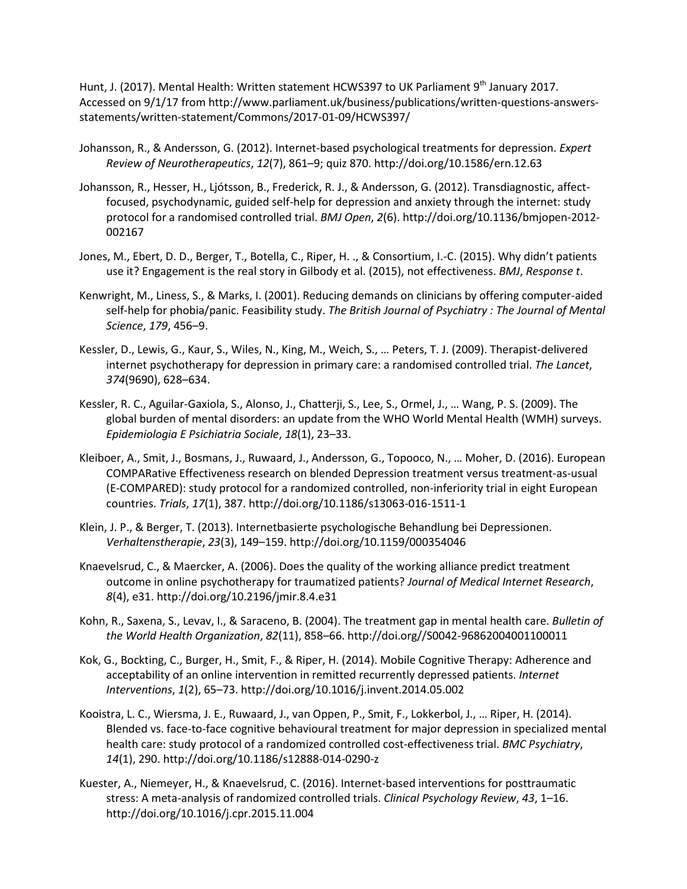Hunt, J. (2017). Mental Health: Written statement HCWS397 to UK Parliament 9th January 2017. Accessed on 9/1/17 from http://www.parliament.uk/business/publications/written-questions-answers-statements/written-statement/Commons/2017-01-09/HCWS397/

Johansson, R., & Andersson, G. (2012). Internet-based psychological treatments for depression. *Expert Review of Neurotherapeutics*, *12*(7), 861–9; quiz 870. http://doi.org/10.1586/ern.12.63

Johansson, R., Hesser, H., Ljótsson, B., Frederick, R. J., & Andersson, G. (2012). Transdiagnostic, affect-focused, psychodynamic, guided self-help for depression and anxiety through the internet: study protocol for a randomised controlled trial. *BMJ Open*, *2*(6). http://doi.org/10.1136/bmjopen-2012-002167

Jones, M., Ebert, D. D., Berger, T., Botella, C., Riper, H. ., & Consortium, I.-C. (2015). Why didn't patients use it? Engagement is the real story in Gilbody et al. (2015), not effectiveness. *BMJ*, *Response t*.

Kenwright, M., Liness, S., & Marks, I. (2001). Reducing demands on clinicians by offering computer-aided self-help for phobia/panic. Feasibility study. *The British Journal of Psychiatry : The Journal of Mental Science*, *179*, 456–9.

Kessler, D., Lewis, G., Kaur, S., Wiles, N., King, M., Weich, S., … Peters, T. J. (2009). Therapist-delivered internet psychotherapy for depression in primary care: a randomised controlled trial. *The Lancet*, *374*(9690), 628–634.

Kessler, R. C., Aguilar-Gaxiola, S., Alonso, J., Chatterji, S., Lee, S., Ormel, J., … Wang, P. S. (2009). The global burden of mental disorders: an update from the WHO World Mental Health (WMH) surveys. *Epidemiologia E Psichiatria Sociale*, *18*(1), 23–33.

Kleiboer, A., Smit, J., Bosmans, J., Ruwaard, J., Andersson, G., Topooco, N., … Moher, D. (2016). European COMPARative Effectiveness research on blended Depression treatment versus treatment-as-usual (E-COMPARED): study protocol for a randomized controlled, non-inferiority trial in eight European countries. *Trials*, *17*(1), 387. http://doi.org/10.1186/s13063-016-1511-1

Klein, J. P., & Berger, T. (2013). Internetbasierte psychologische Behandlung bei Depressionen. *Verhaltenstherapie*, *23*(3), 149–159. http://doi.org/10.1159/000354046

Knaevelsrud, C., & Maercker, A. (2006). Does the quality of the working alliance predict treatment outcome in online psychotherapy for traumatized patients? *Journal of Medical Internet Research*, *8*(4), e31. http://doi.org/10.2196/jmir.8.4.e31

Kohn, R., Saxena, S., Levav, I., & Saraceno, B. (2004). The treatment gap in mental health care. *Bulletin of the World Health Organization*, *82*(11), 858–66. http://doi.org//S0042-96862004001100011

Kok, G., Bockting, C., Burger, H., Smit, F., & Riper, H. (2014). Mobile Cognitive Therapy: Adherence and acceptability of an online intervention in remitted recurrently depressed patients. *Internet Interventions*, *1*(2), 65–73. http://doi.org/10.1016/j.invent.2014.05.002

Kooistra, L. C., Wiersma, J. E., Ruwaard, J., van Oppen, P., Smit, F., Lokkerbol, J., … Riper, H. (2014). Blended vs. face-to-face cognitive behavioural treatment for major depression in specialized mental health care: study protocol of a randomized controlled cost-effectiveness trial. *BMC Psychiatry*, *14*(1), 290. http://doi.org/10.1186/s12888-014-0290-z

Kuester, A., Niemeyer, H., & Knaevelsrud, C. (2016). Internet-based interventions for posttraumatic stress: A meta-analysis of randomized controlled trials. *Clinical Psychology Review*, *43*, 1–16. http://doi.org/10.1016/j.cpr.2015.11.004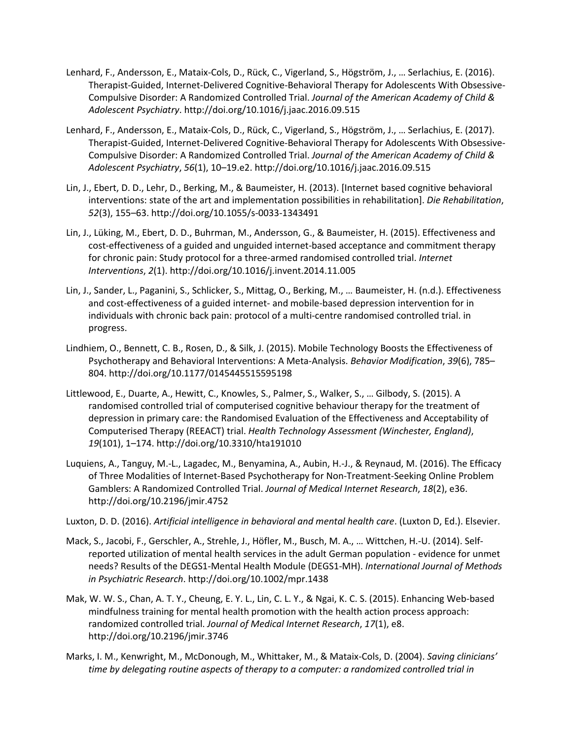Lenhard, F., Andersson, E., Mataix-Cols, D., Rück, C., Vigerland, S., Högström, J., … Serlachius, E. (2016). Therapist-Guided, Internet-Delivered Cognitive-Behavioral Therapy for Adolescents With Obsessive-Compulsive Disorder: A Randomized Controlled Trial. *Journal of the American Academy of Child & Adolescent Psychiatry*. http://doi.org/10.1016/j.jaac.2016.09.515

Lenhard, F., Andersson, E., Mataix-Cols, D., Rück, C., Vigerland, S., Högström, J., … Serlachius, E. (2017). Therapist-Guided, Internet-Delivered Cognitive-Behavioral Therapy for Adolescents With Obsessive-Compulsive Disorder: A Randomized Controlled Trial. *Journal of the American Academy of Child & Adolescent Psychiatry*, *56*(1), 10–19.e2. http://doi.org/10.1016/j.jaac.2016.09.515

Lin, J., Ebert, D. D., Lehr, D., Berking, M., & Baumeister, H. (2013). [Internet based cognitive behavioral interventions: state of the art and implementation possibilities in rehabilitation]. *Die Rehabilitation*, *52*(3), 155–63. http://doi.org/10.1055/s-0033-1343491

Lin, J., Lüking, M., Ebert, D. D., Buhrman, M., Andersson, G., & Baumeister, H. (2015). Effectiveness and cost-effectiveness of a guided and unguided internet-based acceptance and commitment therapy for chronic pain: Study protocol for a three-armed randomised controlled trial. *Internet Interventions*, *2*(1). http://doi.org/10.1016/j.invent.2014.11.005

Lin, J., Sander, L., Paganini, S., Schlicker, S., Mittag, O., Berking, M., … Baumeister, H. (n.d.). Effectiveness and cost-effectiveness of a guided internet- and mobile-based depression intervention for in individuals with chronic back pain: protocol of a multi-centre randomised controlled trial. in progress.

Lindhiem, O., Bennett, C. B., Rosen, D., & Silk, J. (2015). Mobile Technology Boosts the Effectiveness of Psychotherapy and Behavioral Interventions: A Meta-Analysis. *Behavior Modification*, *39*(6), 785–804. http://doi.org/10.1177/0145445515595198

Littlewood, E., Duarte, A., Hewitt, C., Knowles, S., Palmer, S., Walker, S., … Gilbody, S. (2015). A randomised controlled trial of computerised cognitive behaviour therapy for the treatment of depression in primary care: the Randomised Evaluation of the Effectiveness and Acceptability of Computerised Therapy (REEACT) trial. *Health Technology Assessment (Winchester, England)*, *19*(101), 1–174. http://doi.org/10.3310/hta191010

Luquiens, A., Tanguy, M.-L., Lagadec, M., Benyamina, A., Aubin, H.-J., & Reynaud, M. (2016). The Efficacy of Three Modalities of Internet-Based Psychotherapy for Non-Treatment-Seeking Online Problem Gamblers: A Randomized Controlled Trial. *Journal of Medical Internet Research*, *18*(2), e36. http://doi.org/10.2196/jmir.4752

Luxton, D. D. (2016). *Artificial intelligence in behavioral and mental health care*. (Luxton D, Ed.). Elsevier.

Mack, S., Jacobi, F., Gerschler, A., Strehle, J., Höfler, M., Busch, M. A., … Wittchen, H.-U. (2014). Self-reported utilization of mental health services in the adult German population - evidence for unmet needs? Results of the DEGS1-Mental Health Module (DEGS1-MH). *International Journal of Methods in Psychiatric Research*. http://doi.org/10.1002/mpr.1438

Mak, W. W. S., Chan, A. T. Y., Cheung, E. Y. L., Lin, C. L. Y., & Ngai, K. C. S. (2015). Enhancing Web-based mindfulness training for mental health promotion with the health action process approach: randomized controlled trial. *Journal of Medical Internet Research*, *17*(1), e8. http://doi.org/10.2196/jmir.3746

Marks, I. M., Kenwright, M., McDonough, M., Whittaker, M., & Mataix-Cols, D. (2004). *Saving clinicians' time by delegating routine aspects of therapy to a computer: a randomized controlled trial in*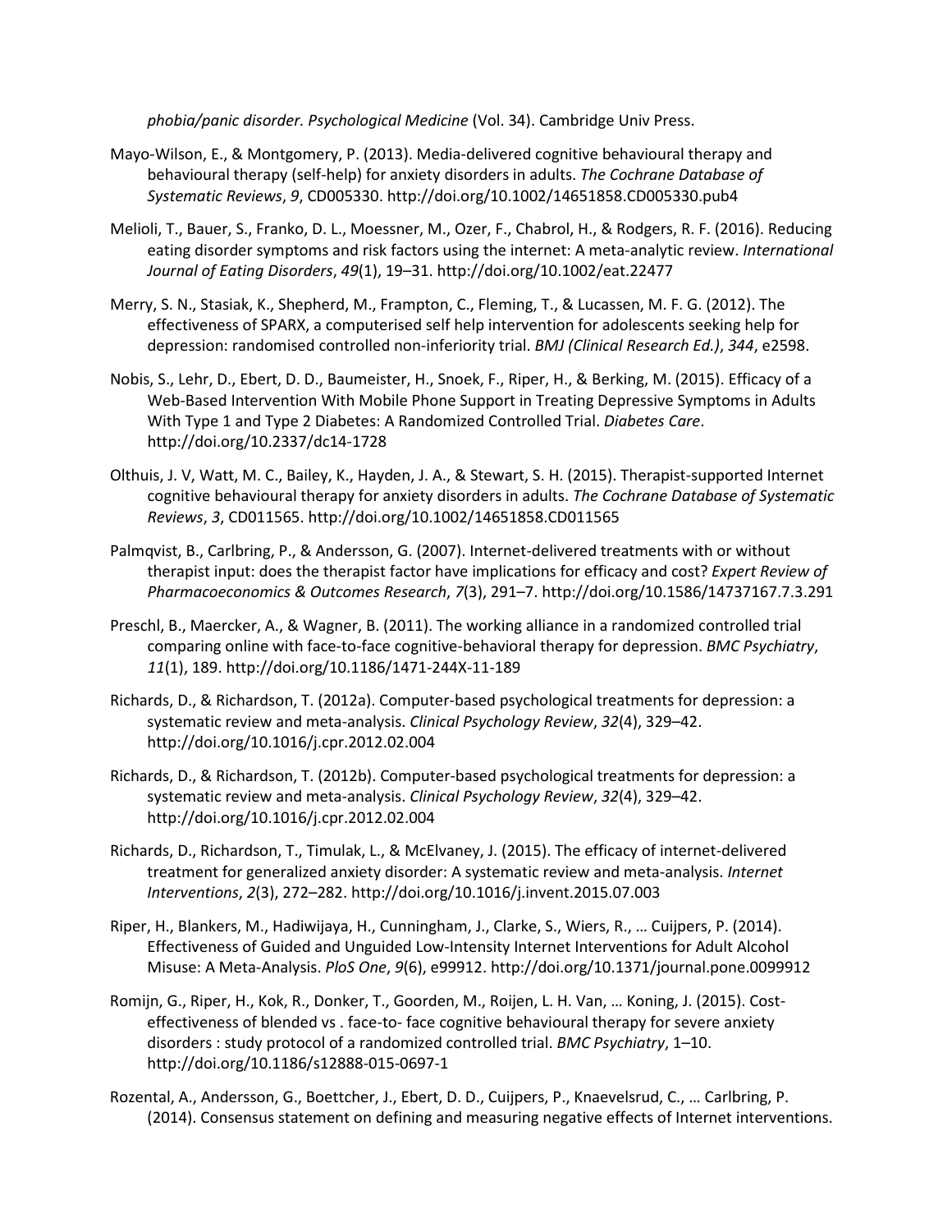*phobia/panic disorder. Psychological Medicine* (Vol. 34). Cambridge Univ Press.

Mayo-Wilson, E., & Montgomery, P. (2013). Media-delivered cognitive behavioural therapy and behavioural therapy (self-help) for anxiety disorders in adults. *The Cochrane Database of Systematic Reviews*, *9*, CD005330. http://doi.org/10.1002/14651858.CD005330.pub4

Melioli, T., Bauer, S., Franko, D. L., Moessner, M., Ozer, F., Chabrol, H., & Rodgers, R. F. (2016). Reducing eating disorder symptoms and risk factors using the internet: A meta-analytic review. *International Journal of Eating Disorders*, *49*(1), 19–31. http://doi.org/10.1002/eat.22477

Merry, S. N., Stasiak, K., Shepherd, M., Frampton, C., Fleming, T., & Lucassen, M. F. G. (2012). The effectiveness of SPARX, a computerised self help intervention for adolescents seeking help for depression: randomised controlled non-inferiority trial. *BMJ (Clinical Research Ed.)*, *344*, e2598.

Nobis, S., Lehr, D., Ebert, D. D., Baumeister, H., Snoek, F., Riper, H., & Berking, M. (2015). Efficacy of a Web-Based Intervention With Mobile Phone Support in Treating Depressive Symptoms in Adults With Type 1 and Type 2 Diabetes: A Randomized Controlled Trial. *Diabetes Care*. http://doi.org/10.2337/dc14-1728

Olthuis, J. V, Watt, M. C., Bailey, K., Hayden, J. A., & Stewart, S. H. (2015). Therapist-supported Internet cognitive behavioural therapy for anxiety disorders in adults. *The Cochrane Database of Systematic Reviews*, *3*, CD011565. http://doi.org/10.1002/14651858.CD011565

Palmqvist, B., Carlbring, P., & Andersson, G. (2007). Internet-delivered treatments with or without therapist input: does the therapist factor have implications for efficacy and cost? *Expert Review of Pharmacoeconomics & Outcomes Research*, *7*(3), 291–7. http://doi.org/10.1586/14737167.7.3.291

Preschl, B., Maercker, A., & Wagner, B. (2011). The working alliance in a randomized controlled trial comparing online with face-to-face cognitive-behavioral therapy for depression. *BMC Psychiatry*, *11*(1), 189. http://doi.org/10.1186/1471-244X-11-189

Richards, D., & Richardson, T. (2012a). Computer-based psychological treatments for depression: a systematic review and meta-analysis. *Clinical Psychology Review*, *32*(4), 329–42. http://doi.org/10.1016/j.cpr.2012.02.004

Richards, D., & Richardson, T. (2012b). Computer-based psychological treatments for depression: a systematic review and meta-analysis. *Clinical Psychology Review*, *32*(4), 329–42. http://doi.org/10.1016/j.cpr.2012.02.004

Richards, D., Richardson, T., Timulak, L., & McElvaney, J. (2015). The efficacy of internet-delivered treatment for generalized anxiety disorder: A systematic review and meta-analysis. *Internet Interventions*, *2*(3), 272–282. http://doi.org/10.1016/j.invent.2015.07.003

Riper, H., Blankers, M., Hadiwijaya, H., Cunningham, J., Clarke, S., Wiers, R., … Cuijpers, P. (2014). Effectiveness of Guided and Unguided Low-Intensity Internet Interventions for Adult Alcohol Misuse: A Meta-Analysis. *PloS One*, *9*(6), e99912. http://doi.org/10.1371/journal.pone.0099912

Romijn, G., Riper, H., Kok, R., Donker, T., Goorden, M., Roijen, L. H. Van, … Koning, J. (2015). Cost-effectiveness of blended vs . face-to- face cognitive behavioural therapy for severe anxiety disorders : study protocol of a randomized controlled trial. *BMC Psychiatry*, 1–10. http://doi.org/10.1186/s12888-015-0697-1

Rozental, A., Andersson, G., Boettcher, J., Ebert, D. D., Cuijpers, P., Knaevelsrud, C., … Carlbring, P. (2014). Consensus statement on defining and measuring negative effects of Internet interventions.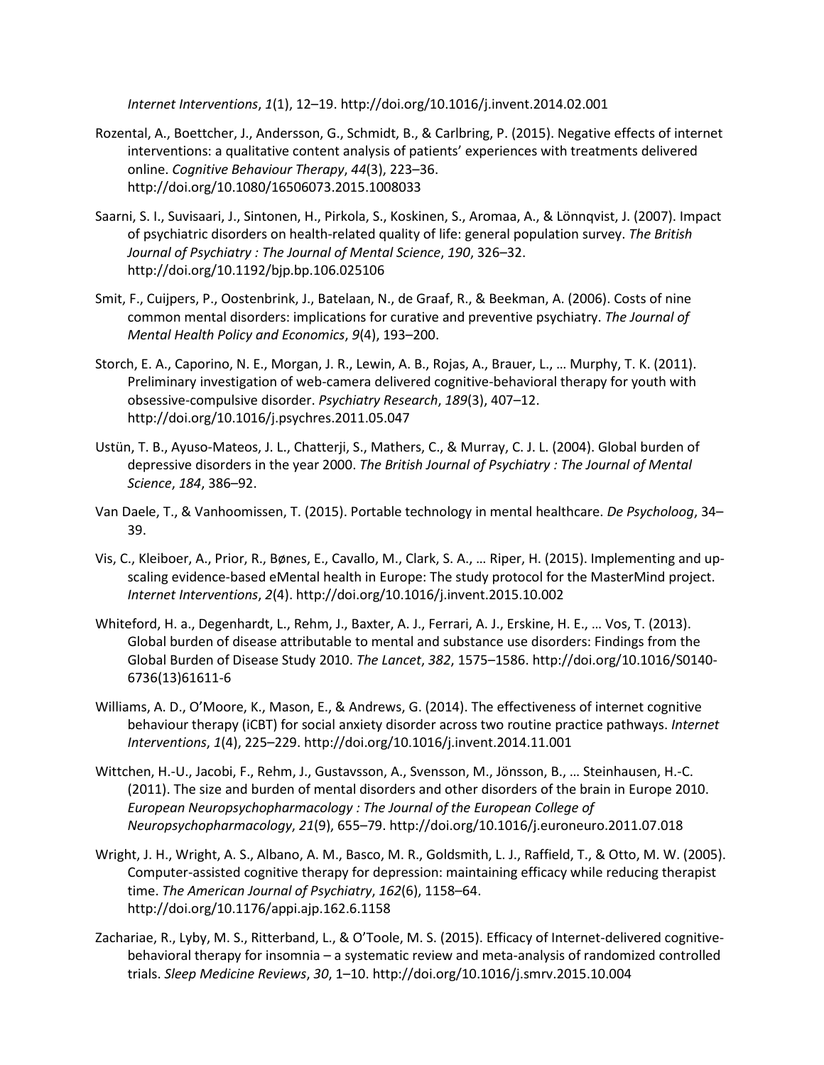*Internet Interventions*, *1*(1), 12–19. http://doi.org/10.1016/j.invent.2014.02.001

Rozental, A., Boettcher, J., Andersson, G., Schmidt, B., & Carlbring, P. (2015). Negative effects of internet interventions: a qualitative content analysis of patients' experiences with treatments delivered online. *Cognitive Behaviour Therapy*, *44*(3), 223–36. http://doi.org/10.1080/16506073.2015.1008033

Saarni, S. I., Suvisaari, J., Sintonen, H., Pirkola, S., Koskinen, S., Aromaa, A., & Lönnqvist, J. (2007). Impact of psychiatric disorders on health-related quality of life: general population survey. *The British Journal of Psychiatry : The Journal of Mental Science*, *190*, 326–32. http://doi.org/10.1192/bjp.bp.106.025106

Smit, F., Cuijpers, P., Oostenbrink, J., Batelaan, N., de Graaf, R., & Beekman, A. (2006). Costs of nine common mental disorders: implications for curative and preventive psychiatry. *The Journal of Mental Health Policy and Economics*, *9*(4), 193–200.

Storch, E. A., Caporino, N. E., Morgan, J. R., Lewin, A. B., Rojas, A., Brauer, L., … Murphy, T. K. (2011). Preliminary investigation of web-camera delivered cognitive-behavioral therapy for youth with obsessive-compulsive disorder. *Psychiatry Research*, *189*(3), 407–12. http://doi.org/10.1016/j.psychres.2011.05.047

Ustün, T. B., Ayuso-Mateos, J. L., Chatterji, S., Mathers, C., & Murray, C. J. L. (2004). Global burden of depressive disorders in the year 2000. *The British Journal of Psychiatry : The Journal of Mental Science*, *184*, 386–92.

Van Daele, T., & Vanhoomissen, T. (2015). Portable technology in mental healthcare. *De Psycholoog*, 34–39.

Vis, C., Kleiboer, A., Prior, R., Bønes, E., Cavallo, M., Clark, S. A., … Riper, H. (2015). Implementing and up-scaling evidence-based eMental health in Europe: The study protocol for the MasterMind project. *Internet Interventions*, *2*(4). http://doi.org/10.1016/j.invent.2015.10.002

Whiteford, H. a., Degenhardt, L., Rehm, J., Baxter, A. J., Ferrari, A. J., Erskine, H. E., … Vos, T. (2013). Global burden of disease attributable to mental and substance use disorders: Findings from the Global Burden of Disease Study 2010. *The Lancet*, *382*, 1575–1586. http://doi.org/10.1016/S0140-6736(13)61611-6

Williams, A. D., O'Moore, K., Mason, E., & Andrews, G. (2014). The effectiveness of internet cognitive behaviour therapy (iCBT) for social anxiety disorder across two routine practice pathways. *Internet Interventions*, *1*(4), 225–229. http://doi.org/10.1016/j.invent.2014.11.001

Wittchen, H.-U., Jacobi, F., Rehm, J., Gustavsson, A., Svensson, M., Jönsson, B., … Steinhausen, H.-C. (2011). The size and burden of mental disorders and other disorders of the brain in Europe 2010. *European Neuropsychopharmacology : The Journal of the European College of Neuropsychopharmacology*, *21*(9), 655–79. http://doi.org/10.1016/j.euroneuro.2011.07.018

Wright, J. H., Wright, A. S., Albano, A. M., Basco, M. R., Goldsmith, L. J., Raffield, T., & Otto, M. W. (2005). Computer-assisted cognitive therapy for depression: maintaining efficacy while reducing therapist time. *The American Journal of Psychiatry*, *162*(6), 1158–64. http://doi.org/10.1176/appi.ajp.162.6.1158

Zachariae, R., Lyby, M. S., Ritterband, L., & O'Toole, M. S. (2015). Efficacy of Internet-delivered cognitive-behavioral therapy for insomnia – a systematic review and meta-analysis of randomized controlled trials. *Sleep Medicine Reviews*, *30*, 1–10. http://doi.org/10.1016/j.smrv.2015.10.004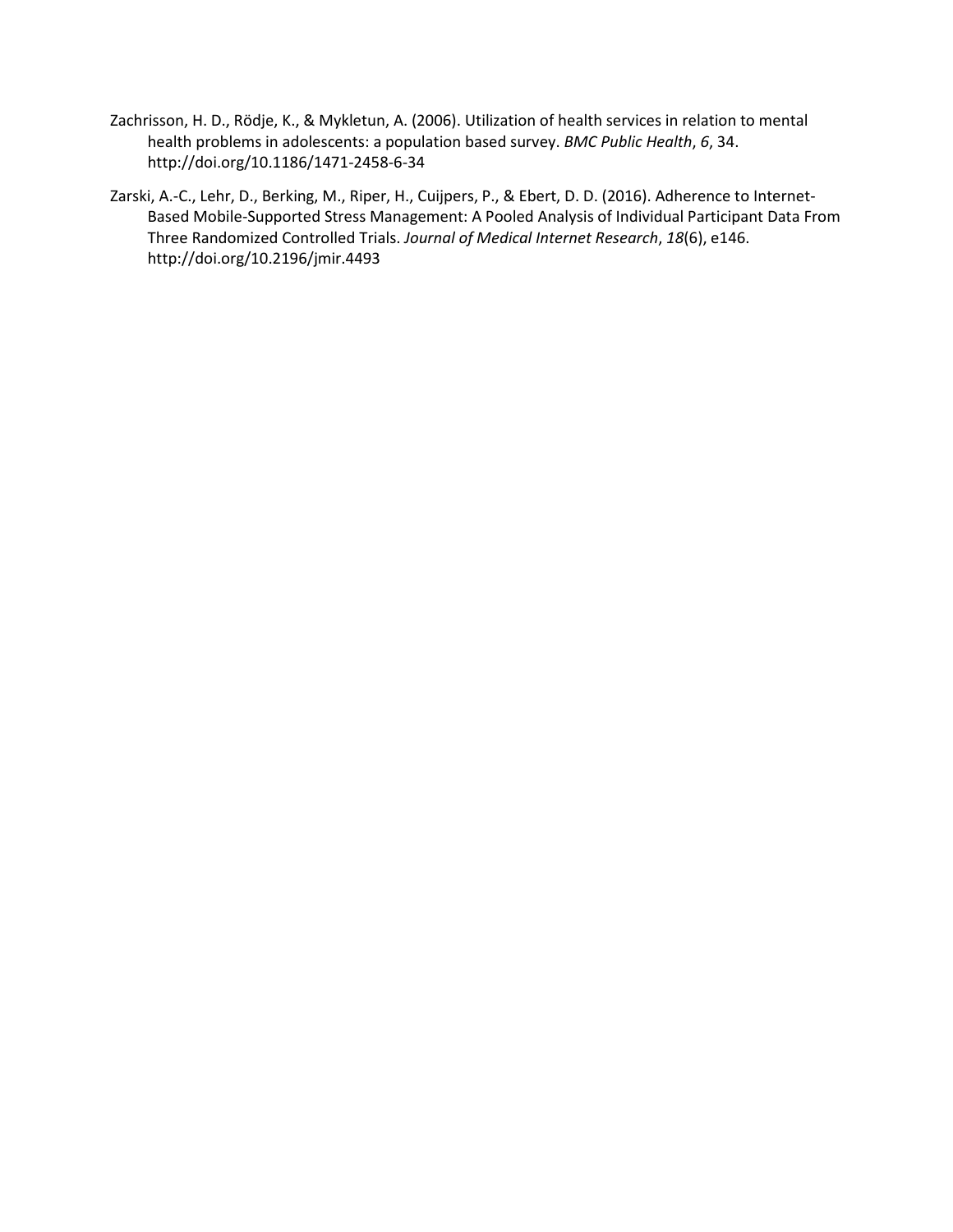Zachrisson, H. D., Rödje, K., & Mykletun, A. (2006). Utilization of health services in relation to mental health problems in adolescents: a population based survey. *BMC Public Health*, *6*, 34. http://doi.org/10.1186/1471-2458-6-34

Zarski, A.-C., Lehr, D., Berking, M., Riper, H., Cuijpers, P., & Ebert, D. D. (2016). Adherence to Internet-Based Mobile-Supported Stress Management: A Pooled Analysis of Individual Participant Data From Three Randomized Controlled Trials. *Journal of Medical Internet Research*, *18*(6), e146. http://doi.org/10.2196/jmir.4493